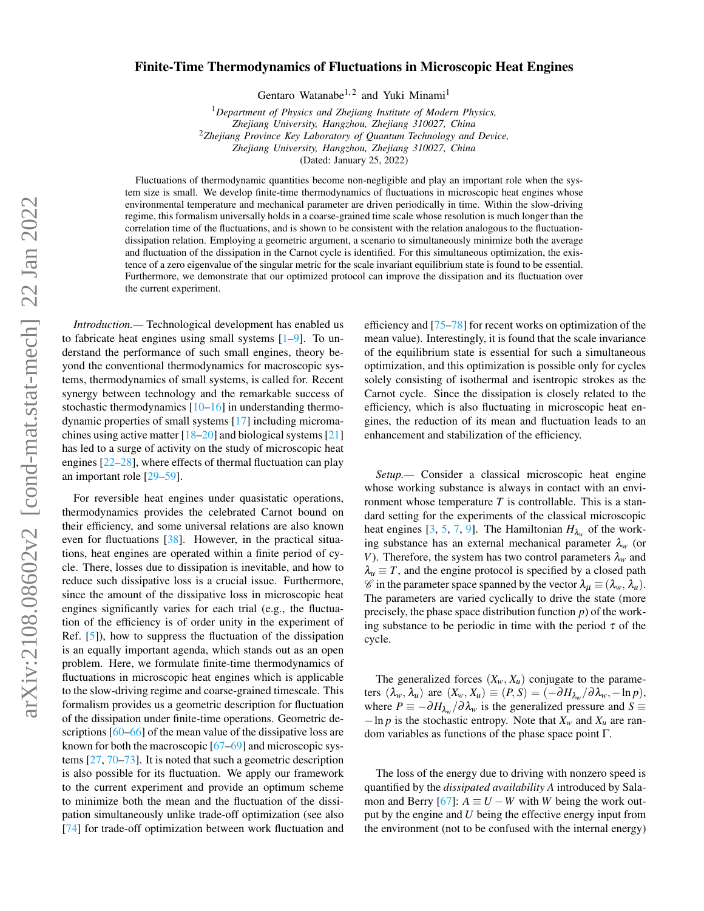# Finite-Time Thermodynamics of Fluctuations in Microscopic Heat Engines

Gentaro Watanabe[1,2] and Yuki Minami[1]

[1] *Department of Physics and Zhejiang Institute of Modern Physics, Zhejiang University, Hangzhou, Zhejiang 310027, China*
[2] *Zhejiang Province Key Laboratory of Quantum Technology and Device, Zhejiang University, Hangzhou, Zhejiang 310027, China*

(Dated: January 25, 2022)

Fluctuations of thermodynamic quantities become non-negligible and play an important role when the system size is small. We develop finite-time thermodynamics of fluctuations in microscopic heat engines whose environmental temperature and mechanical parameter are driven periodically in time. Within the slow-driving regime, this formalism universally holds in a coarse-grained time scale whose resolution is much longer than the correlation time of the fluctuations, and is shown to be consistent with the relation analogous to the fluctuation-dissipation relation. Employing a geometric argument, a scenario to simultaneously minimize both the average and fluctuation of the dissipation in the Carnot cycle is identified. For this simultaneous optimization, the existence of a zero eigenvalue of the singular metric for the scale invariant equilibrium state is found to be essential. Furthermore, we demonstrate that our optimized protocol can improve the dissipation and its fluctuation over the current experiment.

*Introduction.—* Technological development has enabled us to fabricate heat engines using small systems [1–9]. To understand the performance of such small engines, theory beyond the conventional thermodynamics for macroscopic systems, thermodynamics of small systems, is called for. Recent synergy between technology and the remarkable success of stochastic thermodynamics [10–16] in understanding thermodynamic properties of small systems [17] including micromachines using active matter [18–20] and biological systems [21] has led to a surge of activity on the study of microscopic heat engines [22–28], where effects of thermal fluctuation can play an important role [29–59].

For reversible heat engines under quasistatic operations, thermodynamics provides the celebrated Carnot bound on their efficiency, and some universal relations are also known even for fluctuations [38]. However, in the practical situations, heat engines are operated within a finite period of cycle. There, losses due to dissipation is inevitable, and how to reduce such dissipative loss is a crucial issue. Furthermore, since the amount of the dissipative loss in microscopic heat engines significantly varies for each trial (e.g., the fluctuation of the efficiency is of order unity in the experiment of Ref. [5]), how to suppress the fluctuation of the dissipation is an equally important agenda, which stands out as an open problem. Here, we formulate finite-time thermodynamics of fluctuations in microscopic heat engines which is applicable to the slow-driving regime and coarse-grained timescale. This formalism provides us a geometric description for fluctuation of the dissipation under finite-time operations. Geometric descriptions [60–66] of the mean value of the dissipative loss are known for both the macroscopic [67–69] and microscopic systems [27, 70–73]. It is noted that such a geometric description is also possible for its fluctuation. We apply our framework to the current experiment and provide an optimum scheme to minimize both the mean and the fluctuation of the dissipation simultaneously unlike trade-off optimization (see also [74] for trade-off optimization between work fluctuation and efficiency and [75–78] for recent works on optimization of the mean value). Interestingly, it is found that the scale invariance of the equilibrium state is essential for such a simultaneous optimization, and this optimization is possible only for cycles solely consisting of isothermal and isentropic strokes as the Carnot cycle. Since the dissipation is closely related to the efficiency, which is also fluctuating in microscopic heat engines, the reduction of its mean and fluctuation leads to an enhancement and stabilization of the efficiency.

*Setup.—* Consider a classical microscopic heat engine whose working substance is always in contact with an environment whose temperature $T$ is controllable. This is a standard setting for the experiments of the classical microscopic heat engines [3, 5, 7, 9]. The Hamiltonian $H_{\lambda_w}$ of the working substance has an external mechanical parameter $\lambda_w$ (or $V$). Therefore, the system has two control parameters $\lambda_w$ and $\lambda_u \equiv T$, and the engine protocol is specified by a closed path $\mathscr{C}$ in the parameter space spanned by the vector $\lambda_\mu \equiv (\lambda_w, \lambda_u)$. The parameters are varied cyclically to drive the state (more precisely, the phase space distribution function $p$) of the working substance to be periodic in time with the period $\tau$ of the cycle.

The generalized forces $(X_w, X_u)$ conjugate to the parameters $(\lambda_w, \lambda_u)$ are $(X_w, X_u) \equiv (P, S) = (-\partial H_{\lambda_w}/\partial \lambda_w, -\ln p)$, where $P \equiv -\partial H_{\lambda_w}/\partial \lambda_w$ is the generalized pressure and $S \equiv -\ln p$ is the stochastic entropy. Note that $X_w$ and $X_u$ are random variables as functions of the phase space point $\Gamma$.

The loss of the energy due to driving with nonzero speed is quantified by the *dissipated availability* $A$ introduced by Salamon and Berry [67]: $A \equiv U - W$ with $W$ being the work output by the engine and $U$ being the effective energy input from the environment (not to be confused with the internal energy)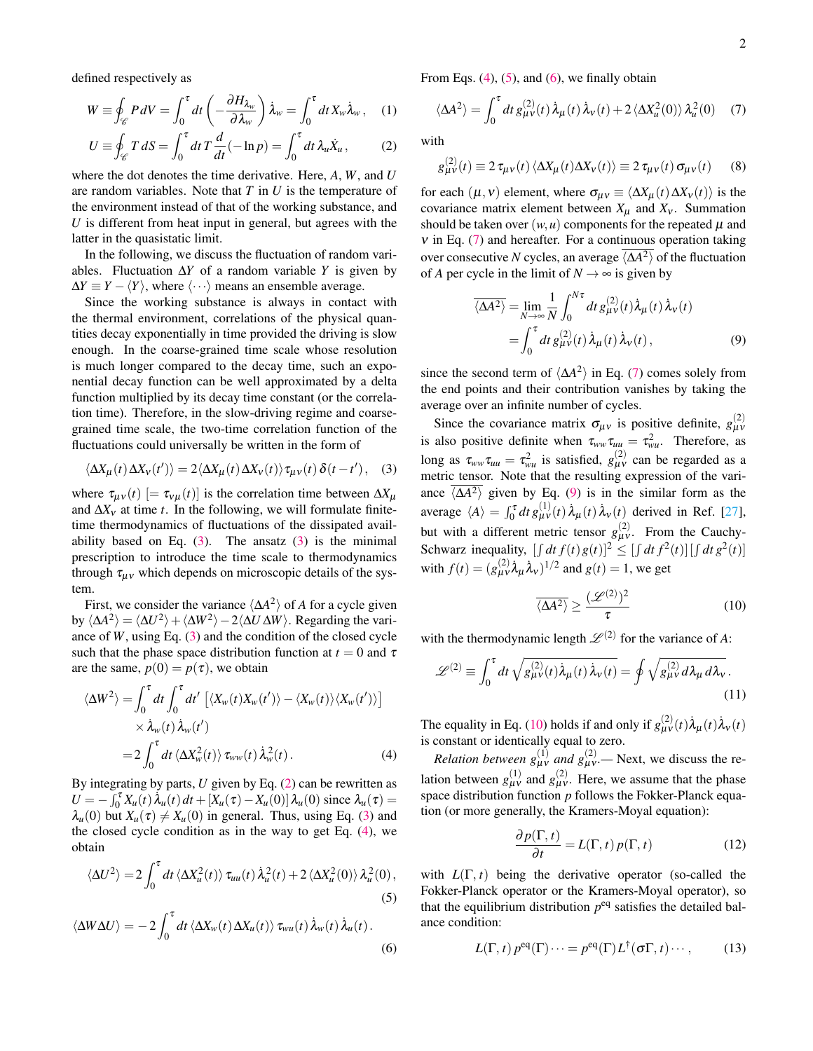defined respectively as

$$W \equiv \oint_{\mathscr{C}} P dV = \int_0^\tau dt \left(-\frac{\partial H_{\lambda_w}}{\partial \lambda_w}\right)\dot{\lambda}_w = \int_0^\tau dt\, X_w \dot{\lambda}_w \,, \quad (1)$$

$$U \equiv \oint_{\mathscr{C}} T\, dS = \int_0^\tau dt\, T \frac{d}{dt}(-\ln p) = \int_0^\tau dt\, \lambda_u \dot{X}_u \,, \quad (2)$$

where the dot denotes the time derivative. Here, $A$, $W$, and $U$ are random variables. Note that $T$ in $U$ is the temperature of the environment instead of that of the working substance, and $U$ is different from heat input in general, but agrees with the latter in the quasistatic limit.

In the following, we discuss the fluctuation of random variables. Fluctuation $\Delta Y$ of a random variable $Y$ is given by $\Delta Y \equiv Y - \langle Y \rangle$, where $\langle \cdots \rangle$ means an ensemble average.

Since the working substance is always in contact with the thermal environment, correlations of the physical quantities decay exponentially in time provided the driving is slow enough. In the coarse-grained time scale whose resolution is much longer compared to the decay time, such an exponential decay function can be well approximated by a delta function multiplied by its decay time constant (or the correlation time). Therefore, in the slow-driving regime and coarse-grained time scale, the two-time correlation function of the fluctuations could universally be written in the form of

$$\langle \Delta X_\mu(t) \Delta X_\nu(t') \rangle = 2 \langle \Delta X_\mu(t) \Delta X_\nu(t) \rangle \tau_{\mu\nu}(t)\, \delta(t - t') \,, \quad (3)$$

where $\tau_{\mu\nu}(t)$ $[= \tau_{\nu\mu}(t)]$ is the correlation time between $\Delta X_\mu$ and $\Delta X_\nu$ at time $t$. In the following, we will formulate finite-time thermodynamics of fluctuations of the dissipated availability based on Eq. (3). The ansatz (3) is the minimal prescription to introduce the time scale to thermodynamics through $\tau_{\mu\nu}$ which depends on microscopic details of the system.

First, we consider the variance $\langle \Delta A^2 \rangle$ of $A$ for a cycle given by $\langle \Delta A^2 \rangle = \langle \Delta U^2 \rangle + \langle \Delta W^2 \rangle - 2 \langle \Delta U\, \Delta W \rangle$. Regarding the variance of $W$, using Eq. (3) and the condition of the closed cycle such that the phase space distribution function at $t = 0$ and $\tau$ are the same, $p(0) = p(\tau)$, we obtain

$$\begin{aligned}\langle \Delta W^2 \rangle =& \int_0^\tau dt \int_0^\tau dt' \left[ \langle X_w(t) X_w(t') \rangle - \langle X_w(t) \rangle \langle X_w(t') \rangle \right] \\ &\times \dot{\lambda}_w(t)\, \dot{\lambda}_w(t') \\ =& 2 \int_0^\tau dt\, \langle \Delta X_w^2(t) \rangle\, \tau_{ww}(t)\, \dot{\lambda}_w^2(t) \,. \end{aligned} \quad (4)$$

By integrating by parts, $U$ given by Eq. (2) can be rewritten as $U = -\int_0^\tau X_u(t)\, \dot{\lambda}_u(t)\, dt + [X_u(\tau) - X_u(0)]\, \lambda_u(0)$ since $\lambda_u(\tau) = \lambda_u(0)$ but $X_u(\tau) \neq X_u(0)$ in general. Thus, using Eq. (3) and the closed cycle condition as in the way to get Eq. (4), we obtain

$$\langle \Delta U^2 \rangle = 2 \int_0^\tau dt\, \langle \Delta X_u^2(t) \rangle\, \tau_{uu}(t)\, \dot{\lambda}_u^2(t) + 2 \langle \Delta X_u^2(0) \rangle\, \lambda_u^2(0) \,, \quad (5)$$

$$\langle \Delta W \Delta U \rangle = -2 \int_0^\tau dt\, \langle \Delta X_w(t)\, \Delta X_u(t) \rangle\, \tau_{wu}(t)\, \dot{\lambda}_w(t)\, \dot{\lambda}_u(t) \,. \quad (6)$$

From Eqs. (4), (5), and (6), we finally obtain

$$\langle \Delta A^2 \rangle = \int_0^\tau dt\, g_{\mu\nu}^{(2)}(t)\, \dot{\lambda}_\mu(t)\, \dot{\lambda}_\nu(t) + 2 \langle \Delta X_u^2(0) \rangle\, \lambda_u^2(0) \quad (7)$$

with

$$g_{\mu\nu}^{(2)}(t) \equiv 2\, \tau_{\mu\nu}(t)\, \langle \Delta X_\mu(t) \Delta X_\nu(t) \rangle \equiv 2\, \tau_{\mu\nu}(t)\, \sigma_{\mu\nu}(t) \quad (8)$$

for each $(\mu, \nu)$ element, where $\sigma_{\mu\nu} \equiv \langle \Delta X_\mu(t)\, \Delta X_\nu(t) \rangle$ is the covariance matrix element between $X_\mu$ and $X_\nu$. Summation should be taken over $(w, u)$ components for the repeated $\mu$ and $\nu$ in Eq. (7) and hereafter. For a continuous operation taking over consecutive $N$ cycles, an average $\overline{\langle \Delta A^2 \rangle}$ of the fluctuation of $A$ per cycle in the limit of $N \to \infty$ is given by

$$\begin{aligned}\overline{\langle \Delta A^2 \rangle} &= \lim_{N\to\infty} \frac{1}{N} \int_0^{N\tau} dt\, g_{\mu\nu}^{(2)}(t) \dot{\lambda}_\mu(t)\, \dot{\lambda}_\nu(t) \\ &= \int_0^\tau dt\, g_{\mu\nu}^{(2)}(t)\, \dot{\lambda}_\mu(t)\, \dot{\lambda}_\nu(t) \,, \end{aligned} \quad (9)$$

since the second term of $\langle \Delta A^2 \rangle$ in Eq. (7) comes solely from the end points and their contribution vanishes by taking the average over an infinite number of cycles.

Since the covariance matrix $\sigma_{\mu\nu}$ is positive definite, $g_{\mu\nu}^{(2)}$ is also positive definite when $\tau_{ww}\tau_{uu} = \tau_{wu}^2$. Therefore, as long as $\tau_{ww}\tau_{uu} = \tau_{wu}^2$ is satisfied, $g_{\mu\nu}^{(2)}$ can be regarded as a metric tensor. Note that the resulting expression of the variance $\overline{\langle \Delta A^2 \rangle}$ given by Eq. (9) is in the similar form as the average $\langle A \rangle = \int_0^\tau dt\, g_{\mu\nu}^{(1)}(t)\, \dot{\lambda}_\mu(t)\, \dot{\lambda}_\nu(t)$ derived in Ref. [27], but with a different metric tensor $g_{\mu\nu}^{(2)}$. From the Cauchy-Schwarz inequality, $[\int dt\, f(t)\, g(t)]^2 \le [\int dt\, f^2(t)]\, [\int dt\, g^2(t)]$ with $f(t) = (g_{\mu\nu}^{(2)} \dot{\lambda}_\mu \dot{\lambda}_\nu)^{1/2}$ and $g(t) = 1$, we get

$$\overline{\langle \Delta A^2 \rangle} \ge \frac{(\mathscr{L}^{(2)})^2}{\tau} \quad (10)$$

with the thermodynamic length $\mathscr{L}^{(2)}$ for the variance of $A$:

$$\mathscr{L}^{(2)} \equiv \int_0^\tau dt\, \sqrt{g_{\mu\nu}^{(2)}(t) \dot{\lambda}_\mu(t)\, \dot{\lambda}_\nu(t)} = \oint \sqrt{g_{\mu\nu}^{(2)}\, d\lambda_\mu\, d\lambda_\nu} \,. \quad (11)$$

The equality in Eq. (10) holds if and only if $g_{\mu\nu}^{(2)}(t) \dot{\lambda}_\mu(t) \dot{\lambda}_\nu(t)$ is constant or identically equal to zero.

*Relation between $g_{\mu\nu}^{(1)}$ and $g_{\mu\nu}^{(2)}$.*— Next, we discuss the relation between $g_{\mu\nu}^{(1)}$ and $g_{\mu\nu}^{(2)}$. Here, we assume that the phase space distribution function $p$ follows the Fokker-Planck equation (or more generally, the Kramers-Moyal equation):

$$\frac{\partial p(\Gamma, t)}{\partial t} = L(\Gamma, t)\, p(\Gamma, t) \quad (12)$$

with $L(\Gamma, t)$ being the derivative operator (so-called the Fokker-Planck operator or the Kramers-Moyal operator), so that the equilibrium distribution $p^{\rm eq}$ satisfies the detailed balance condition:

$$L(\Gamma, t)\, p^{\rm eq}(\Gamma) \cdots = p^{\rm eq}(\Gamma)\, L^\dagger(\sigma\Gamma, t) \cdots \,, \quad (13)$$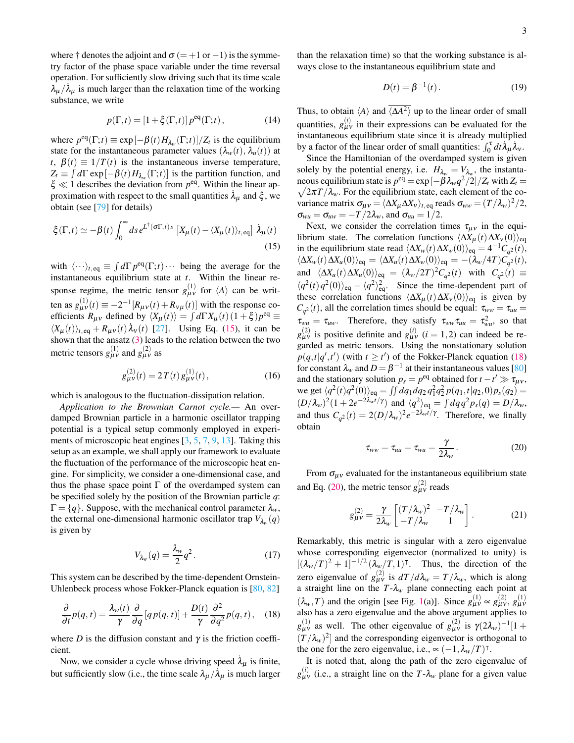where † denotes the adjoint and $\sigma$ ($=+1$ or $-1$) is the symmetry factor of the phase space variable under the time reversal operation. For sufficiently slow driving such that its time scale $\lambda_\mu/\dot{\lambda}_\mu$ is much larger than the relaxation time of the working substance, we write

$$p(\Gamma,t) = [1+\xi(\Gamma,t)]\, p^{\rm eq}(\Gamma;t)\,, \tag{14}$$

where $p^{\rm eq}(\Gamma;t) \equiv \exp[-\beta(t)H_{\lambda_w}(\Gamma;t)]/Z_t$ is the equilibrium state for the instantaneous parameter values $(\lambda_w(t), \lambda_u(t))$ at $t$, $\beta(t) \equiv 1/T(t)$ is the instantaneous inverse temperature, $Z_t \equiv \int d\Gamma \exp[-\beta(t)H_{\lambda_w}(\Gamma;t)]$ is the partition function, and $\xi \ll 1$ describes the deviation from $p^{\rm eq}$. Within the linear approximation with respect to the small quantities $\dot{\lambda}_\mu$ and $\xi$, we obtain (see [79] for details)

$$\xi(\Gamma,t) \simeq -\beta(t)\int_0^\infty ds\, e^{L^\dagger(\sigma\Gamma,t)s}\left[X_\mu(t) - \langle X_\mu(t)\rangle_{t,\rm eq}\right]\dot{\lambda}_\mu(t) \tag{15}$$

with $\langle\cdots\rangle_{t,\rm eq} \equiv \int d\Gamma\, p^{\rm eq}(\Gamma;t)\cdots$ being the average for the instantaneous equilibrium state at $t$. Within the linear response regime, the metric tensor $g^{(1)}_{\mu\nu}$ for $\langle A\rangle$ can be written as $g^{(1)}_{\mu\nu}(t) \equiv -2^{-1}[R_{\mu\nu}(t)+R_{\nu\mu}(t)]$ with the response coefficients $R_{\mu\nu}$ defined by $\langle X_\mu(t)\rangle = \int d\Gamma X_\mu(t)\,(1+\xi)p^{\rm eq} \equiv \langle X_\mu(t)\rangle_{t,\rm eq} + R_{\mu\nu}(t)\,\dot{\lambda}_\nu(t)$ [27]. Using Eq. (15), it can be shown that the ansatz (3) leads to the relation between the two metric tensors $g^{(1)}_{\mu\nu}$ and $g^{(2)}_{\mu\nu}$ as

$$g^{(2)}_{\mu\nu}(t) = 2\,T(t)\, g^{(1)}_{\mu\nu}(t)\,, \tag{16}$$

which is analogous to the fluctuation-dissipation relation.

*Application to the Brownian Carnot cycle.*— An overdamped Brownian particle in a harmonic oscillator trapping potential is a typical setup commonly employed in experiments of microscopic heat engines [3, 5, 7, 9, 13]. Taking this setup as an example, we shall apply our framework to evaluate the fluctuation of the performance of the microscopic heat engine. For simplicity, we consider a one-dimensional case, and thus the phase space point $\Gamma$ of the overdamped system can be specified solely by the position of the Brownian particle $q$: $\Gamma = \{q\}$. Suppose, with the mechanical control parameter $\lambda_w$, the external one-dimensional harmonic oscillator trap $V_{\lambda_w}(q)$ is given by

$$V_{\lambda_w}(q) = \frac{\lambda_w}{2}q^2\,. \tag{17}$$

This system can be described by the time-dependent Ornstein-Uhlenbeck process whose Fokker-Planck equation is [80, 82]

$$\frac{\partial}{\partial t}p(q,t) = \frac{\lambda_w(t)}{\gamma}\frac{\partial}{\partial q}[q\,p(q,t)] + \frac{D(t)}{\gamma}\frac{\partial^2}{\partial q^2}p(q,t)\,, \tag{18}$$

where $D$ is the diffusion constant and $\gamma$ is the friction coefficient.

Now, we consider a cycle whose driving speed $\dot{\lambda}_\mu$ is finite, but sufficiently slow (i.e., the time scale $\lambda_\mu/\dot{\lambda}_\mu$ is much larger than the relaxation time) so that the working substance is always close to the instantaneous equilibrium state and

$$D(t) = \beta^{-1}(t)\,. \tag{19}$$

Thus, to obtain $\langle A\rangle$ and $\overline{\langle\Delta A^2\rangle}$ up to the linear order of small quantities, $g^{(i)}_{\mu\nu}$ in their expressions can be evaluated for the instantaneous equilibrium state since it is already multiplied by a factor of the linear order of small quantities: $\int_0^\tau dt\dot{\lambda}_\mu\dot{\lambda}_\nu$.

Since the Hamiltonian of the overdamped system is given solely by the potential energy, i.e. $H_{\lambda_w} = V_{\lambda_w}$, the instantaneous equilibrium state is $p^{\rm eq} = \exp[-\beta\lambda_w q^2/2]/Z_t$ with $Z_t = \sqrt{2\pi T/\lambda_w}$. For the equilibrium state, each element of the covariance matrix $\sigma_{\mu\nu} = \langle\Delta X_\mu\Delta X_\nu\rangle_{t,\rm eq}$ reads $\sigma_{ww} = (T/\lambda_w)^2/2$, $\sigma_{wu} = \sigma_{uw} = -T/2\lambda_w$, and $\sigma_{uu} = 1/2$.

Next, we consider the correlation times $\tau_{\mu\nu}$ in the equilibrium state. The correlation functions $\langle\Delta X_\mu(t)\Delta X_\nu(0)\rangle_{\rm eq}$ in the equilibrium state read $\langle\Delta X_w(t)\Delta X_w(0)\rangle_{\rm eq} = 4^{-1}C_{q^2}(t)$, $\langle\Delta X_w(t)\Delta X_u(0)\rangle_{\rm eq} = \langle\Delta X_u(t)\Delta X_w(0)\rangle_{\rm eq} = -(\lambda_w/4T)C_{q^2}(t)$, and $\langle\Delta X_u(t)\Delta X_u(0)\rangle_{\rm eq} = (\lambda_w/2T)^2 C_{q^2}(t)$ with $C_{q^2}(t) \equiv \langle q^2(t)q^2(0)\rangle_{\rm eq} - \langle q^2\rangle^2_{\rm eq}$. Since the time-dependent part of these correlation functions $\langle\Delta X_\mu(t)\Delta X_\nu(0)\rangle_{\rm eq}$ is given by $C_{q^2}(t)$, all the correlation times should be equal: $\tau_{ww} = \tau_{uu} = \tau_{wu} = \tau_{uw}$. Therefore, they satisfy $\tau_{ww}\tau_{uu} = \tau^2_{wu}$, so that $g^{(2)}_{\mu\nu}$ is positive definite and $g^{(i)}_{\mu\nu}$ $(i=1,2)$ can indeed be regarded as metric tensors. Using the nonstationary solution $p(q,t|q',t')$ (with $t \geq t'$) of the Fokker-Planck equation (18) for constant $\lambda_w$ and $D = \beta^{-1}$ at their instantaneous values [80] and the stationary solution $p_s = p^{\rm eq}$ obtained for $t - t' \gg \tau_{\mu\nu}$, we get $\langle q^2(t)q^2(0)\rangle_{\rm eq} = \iint dq_1 dq_2\, q_1^2 q_2^2\, p(q_1,t|q_2,0)p_s(q_2) = (D/\lambda_w)^2(1+2e^{-2\lambda_w t/\gamma})$ and $\langle q^2\rangle_{\rm eq} = \int dq\, q^2 p_s(q) = D/\lambda_w$, and thus $C_{q^2}(t) = 2(D/\lambda_w)^2 e^{-2\lambda_w t/\gamma}$. Therefore, we finally obtain

$$\tau_{ww} = \tau_{uu} = \tau_{wu} = \frac{\gamma}{2\lambda_w}\,. \tag{20}$$

From $\sigma_{\mu\nu}$ evaluated for the instantaneous equilibrium state and Eq. (20), the metric tensor $g^{(2)}_{\mu\nu}$ reads

$$g^{(2)}_{\mu\nu} = \frac{\gamma}{2\lambda_w}\begin{bmatrix}(T/\lambda_w)^2 & -T/\lambda_w \\ -T/\lambda_w & 1\end{bmatrix}. \tag{21}$$

Remarkably, this metric is singular with a zero eigenvalue whose corresponding eigenvector (normalized to unity) is $[(\lambda_w/T)^2+1]^{-1/2}(\lambda_w/T, 1)^\intercal$. Thus, the direction of the zero eigenvalue of $g^{(2)}_{\mu\nu}$ is $dT/d\lambda_w = T/\lambda_w$, which is along a straight line on the $T$-$\lambda_w$ plane connecting each point at $(\lambda_w, T)$ and the origin [see Fig. 1(a)]. Since $g^{(1)}_{\mu\nu} \propto g^{(2)}_{\mu\nu}$, $g^{(1)}_{\mu\nu}$ also has a zero eigenvalue and the above argument applies to $g^{(1)}_{\mu\nu}$ as well. The other eigenvalue of $g^{(2)}_{\mu\nu}$ is $\gamma(2\lambda_w)^{-1}[1+(T/\lambda_w)^2]$ and the corresponding eigenvector is orthogonal to the one for the zero eigenvalue, i.e., $\propto(-1, \lambda_w/T)^\intercal$.

It is noted that, along the path of the zero eigenvalue of $g^{(i)}_{\mu\nu}$ (i.e., a straight line on the $T$-$\lambda_w$ plane for a given value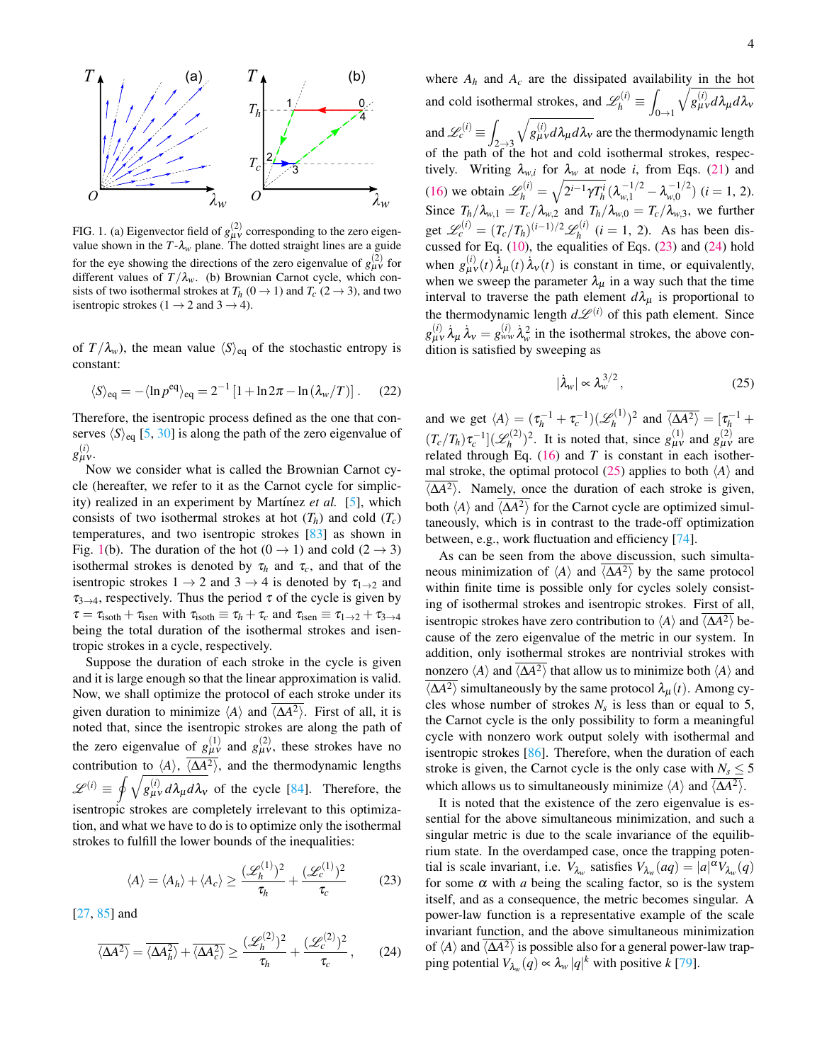FIG. 1. (a) Eigenvector field of $g^{(2)}_{\mu\nu}$ corresponding to the zero eigenvalue shown in the $T$-$\lambda_w$ plane. The dotted straight lines are a guide for the eye showing the directions of the zero eigenvalue of $g^{(2)}_{\mu\nu}$ for different values of $T/\lambda_w$. (b) Brownian Carnot cycle, which consists of two isothermal strokes at $T_h$ ($0 \to 1$) and $T_c$ ($2 \to 3$), and two isentropic strokes ($1 \to 2$ and $3 \to 4$).

of $T/\lambda_w$), the mean value $\langle S \rangle_{\rm eq}$ of the stochastic entropy is constant:

$$\langle S \rangle_{\rm eq} = -\langle \ln p^{\rm eq} \rangle_{\rm eq} = 2^{-1}\left[1 + \ln 2\pi - \ln(\lambda_w/T)\right]. \quad (22)$$

Therefore, the isentropic process defined as the one that conserves $\langle S \rangle_{\rm eq}$ [5, 30] is along the path of the zero eigenvalue of $g^{(i)}_{\mu\nu}$.

Now we consider what is called the Brownian Carnot cycle (hereafter, we refer to it as the Carnot cycle for simplicity) realized in an experiment by Martínez *et al.* [5], which consists of two isothermal strokes at hot ($T_h$) and cold ($T_c$) temperatures, and two isentropic strokes [83] as shown in Fig. 1(b). The duration of the hot ($0 \to 1$) and cold ($2 \to 3$) isothermal strokes is denoted by $\tau_h$ and $\tau_c$, and that of the isentropic strokes $1 \to 2$ and $3 \to 4$ is denoted by $\tau_{1\to2}$ and $\tau_{3\to4}$, respectively. Thus the period $\tau$ of the cycle is given by $\tau = \tau_{\rm isoth} + \tau_{\rm isen}$ with $\tau_{\rm isoth} \equiv \tau_h + \tau_c$ and $\tau_{\rm isen} \equiv \tau_{1\to2} + \tau_{3\to4}$ being the total duration of the isothermal strokes and isentropic strokes in a cycle, respectively.

Suppose the duration of each stroke in the cycle is given and it is large enough so that the linear approximation is valid. Now, we shall optimize the protocol of each stroke under its given duration to minimize $\langle A \rangle$ and $\overline{\langle \Delta A^2 \rangle}$. First of all, it is noted that, since the isentropic strokes are along the path of the zero eigenvalue of $g^{(1)}_{\mu\nu}$ and $g^{(2)}_{\mu\nu}$, these strokes have no contribution to $\langle A \rangle$, $\overline{\langle \Delta A^2 \rangle}$, and the thermodynamic lengths $\mathscr{L}^{(i)} \equiv \oint \sqrt{g^{(i)}_{\mu\nu} d\lambda_\mu d\lambda_\nu}$ of the cycle [84]. Therefore, the isentropic strokes are completely irrelevant to this optimization, and what we have to do is to optimize only the isothermal strokes to fulfill the lower bounds of the inequalities:

$$\langle A \rangle = \langle A_h \rangle + \langle A_c \rangle \geq \frac{(\mathscr{L}^{(1)}_h)^2}{\tau_h} + \frac{(\mathscr{L}^{(1)}_c)^2}{\tau_c} \quad (23)$$

[27, 85] and

$$\overline{\langle \Delta A^2 \rangle} = \overline{\langle \Delta A^2_h \rangle} + \overline{\langle \Delta A^2_c \rangle} \geq \frac{(\mathscr{L}^{(2)}_h)^2}{\tau_h} + \frac{(\mathscr{L}^{(2)}_c)^2}{\tau_c}, \quad (24)$$

where $A_h$ and $A_c$ are the dissipated availability in the hot and cold isothermal strokes, and $\mathscr{L}^{(i)}_h \equiv \int_{0\to1} \sqrt{g^{(i)}_{\mu\nu} d\lambda_\mu d\lambda_\nu}$ and $\mathscr{L}^{(i)}_c \equiv \int_{2\to3} \sqrt{g^{(i)}_{\mu\nu} d\lambda_\mu d\lambda_\nu}$ are the thermodynamic length of the path of the hot and cold isothermal strokes, respectively. Writing $\lambda_{w,i}$ for $\lambda_w$ at node $i$, from Eqs. (21) and (16) we obtain $\mathscr{L}^{(i)}_h = \sqrt{2^{i-1}\gamma T^i_h}\,(\lambda^{-1/2}_{w,1} - \lambda^{-1/2}_{w,0})$ $(i = 1, 2)$. Since $T_h/\lambda_{w,1} = T_c/\lambda_{w,2}$ and $T_h/\lambda_{w,0} = T_c/\lambda_{w,3}$, we further get $\mathscr{L}^{(i)}_c = (T_c/T_h)^{(i-1)/2}\mathscr{L}^{(i)}_h$ $(i = 1, 2)$. As has been discussed for Eq. (10), the equalities of Eqs. (23) and (24) hold when $g^{(i)}_{\mu\nu}(t)\,\dot{\lambda}_\mu(t)\,\dot{\lambda}_\nu(t)$ is constant in time, or equivalently, when we sweep the parameter $\lambda_\mu$ in a way such that the time interval to traverse the path element $d\lambda_\mu$ is proportional to the thermodynamic length $d\mathscr{L}^{(i)}$ of this path element. Since $g^{(i)}_{\mu\nu}\,\dot{\lambda}_\mu\,\dot{\lambda}_\nu = g^{(i)}_{ww}\,\dot{\lambda}^2_w$ in the isothermal strokes, the above condition is satisfied by sweeping as

$$|\dot{\lambda}_w| \propto \lambda^{3/2}_w, \quad (25)$$

and we get $\langle A \rangle = (\tau^{-1}_h + \tau^{-1}_c)(\mathscr{L}^{(1)}_h)^2$ and $\overline{\langle \Delta A^2 \rangle} = [\tau^{-1}_h + (T_c/T_h)\tau^{-1}_c](\mathscr{L}^{(2)}_h)^2$. It is noted that, since $g^{(1)}_{\mu\nu}$ and $g^{(2)}_{\mu\nu}$ are related through Eq. (16) and $T$ is constant in each isothermal stroke, the optimal protocol (25) applies to both $\langle A \rangle$ and $\overline{\langle \Delta A^2 \rangle}$. Namely, once the duration of each stroke is given, both $\langle A \rangle$ and $\overline{\langle \Delta A^2 \rangle}$ for the Carnot cycle are optimized simultaneously, which is in contrast to the trade-off optimization between, e.g., work fluctuation and efficiency [74].

As can be seen from the above discussion, such simultaneous minimization of $\langle A \rangle$ and $\overline{\langle \Delta A^2 \rangle}$ by the same protocol within finite time is possible only for cycles solely consisting of isothermal strokes and isentropic strokes. First of all, isentropic strokes have zero contribution to $\langle A \rangle$ and $\overline{\langle \Delta A^2 \rangle}$ because of the zero eigenvalue of the metric in our system. In addition, only isothermal strokes are nontrivial strokes with nonzero $\langle A \rangle$ and $\overline{\langle \Delta A^2 \rangle}$ that allow us to minimize both $\langle A \rangle$ and $\overline{\langle \Delta A^2 \rangle}$ simultaneously by the same protocol $\lambda_\mu(t)$. Among cycles whose number of strokes $N_s$ is less than or equal to 5, the Carnot cycle is the only possibility to form a meaningful cycle with nonzero work output solely with isothermal and isentropic strokes [86]. Therefore, when the duration of each stroke is given, the Carnot cycle is the only case with $N_s \leq 5$ which allows us to simultaneously minimize $\langle A \rangle$ and $\overline{\langle \Delta A^2 \rangle}$.

It is noted that the existence of the zero eigenvalue is essential for the above simultaneous minimization, and such a singular metric is due to the scale invariance of the equilibrium state. In the overdamped case, once the trapping potential is scale invariant, i.e. $V_{\lambda_w}$ satisfies $V_{\lambda_w}(aq) = |a|^\alpha V_{\lambda_w}(q)$ for some $\alpha$ with $a$ being the scaling factor, so is the system itself, and as a consequence, the metric becomes singular. A power-law function is a representative example of the scale invariant function, and the above simultaneous minimization of $\langle A \rangle$ and $\overline{\langle \Delta A^2 \rangle}$ is possible also for a general power-law trapping potential $V_{\lambda_w}(q) \propto \lambda_w |q|^k$ with positive $k$ [79].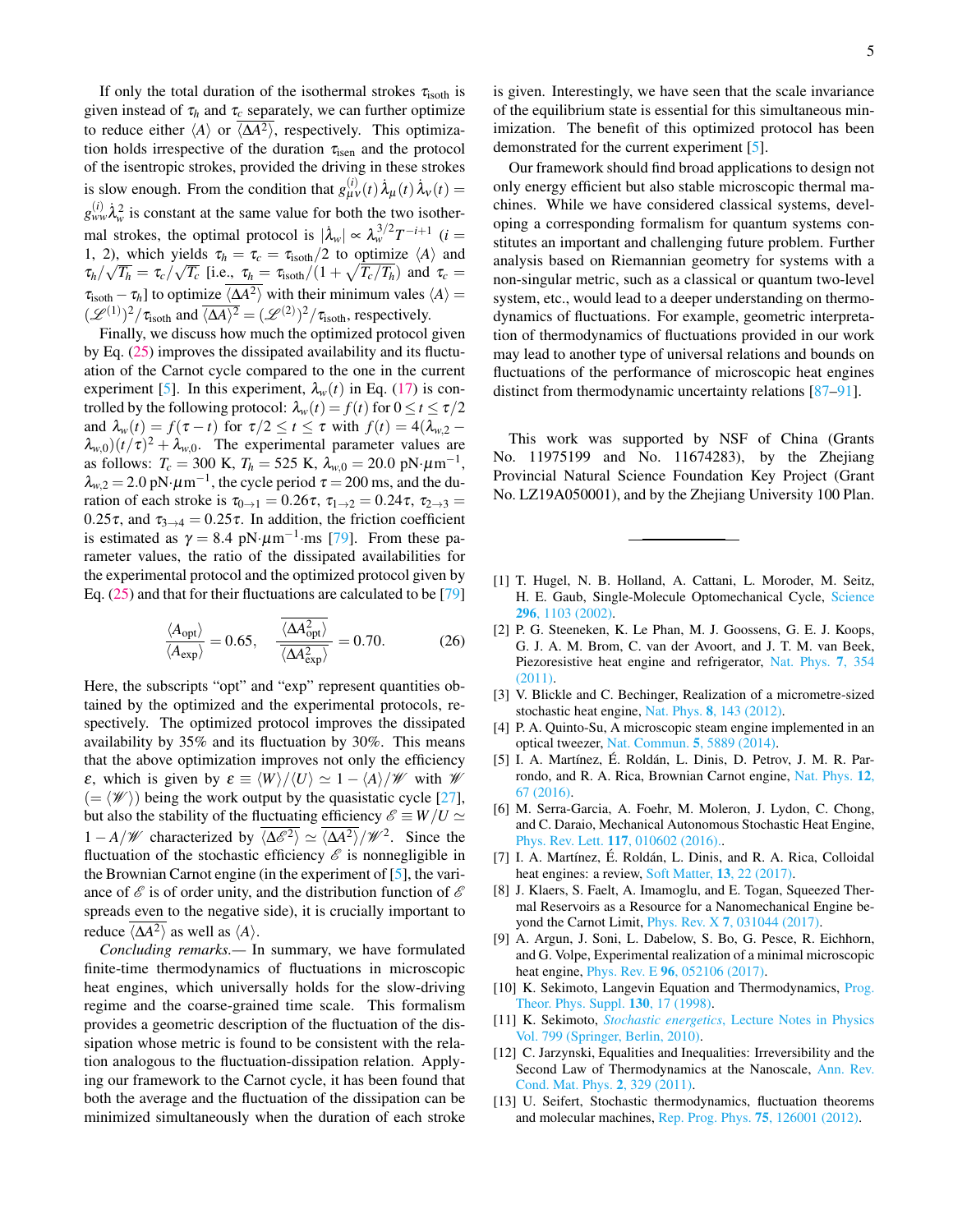If only the total duration of the isothermal strokes $\tau_{\rm isoth}$ is given instead of $\tau_h$ and $\tau_c$ separately, we can further optimize to reduce either $\langle A\rangle$ or $\overline{\langle \Delta A^2\rangle}$, respectively. This optimization holds irrespective of the duration $\tau_{\rm isen}$ and the protocol of the isentropic strokes, provided the driving in these strokes is slow enough. From the condition that $g^{(i)}_{\mu\nu}(t)\,\dot\lambda_\mu(t)\,\dot\lambda_\nu(t) = g^{(i)}_{ww}\dot\lambda_w^2$ is constant at the same value for both the two isothermal strokes, the optimal protocol is $|\dot\lambda_w| \propto \lambda_w^{3/2}T^{-i+1}$ ($i = 1, 2$), which yields $\tau_h = \tau_c = \tau_{\rm isoth}/2$ to optimize $\langle A\rangle$ and $\tau_h/\sqrt{T_h} = \tau_c/\sqrt{T_c}$ [i.e., $\tau_h = \tau_{\rm isoth}/(1+\sqrt{T_c/T_h})$ and $\tau_c = \tau_{\rm isoth}-\tau_h$] to optimize $\overline{\langle \Delta A^2\rangle}$ with their minimum vales $\langle A\rangle = (\mathscr{L}^{(1)})^2/\tau_{\rm isoth}$ and $\overline{\langle \Delta A\rangle^2} = (\mathscr{L}^{(2)})^2/\tau_{\rm isoth}$, respectively.

Finally, we discuss how much the optimized protocol given by Eq. (25) improves the dissipated availability and its fluctuation of the Carnot cycle compared to the one in the current experiment [5]. In this experiment, $\lambda_w(t)$ in Eq. (17) is controlled by the following protocol: $\lambda_w(t) = f(t)$ for $0 \le t \le \tau/2$ and $\lambda_w(t) = f(\tau - t)$ for $\tau/2 \le t \le \tau$ with $f(t) = 4(\lambda_{w,2} - \lambda_{w,0})(t/\tau)^2 + \lambda_{w,0}$. The experimental parameter values are as follows: $T_c = 300$ K, $T_h = 525$ K, $\lambda_{w,0} = 20.0$ pN$\cdot\mu$m$^{-1}$, $\lambda_{w,2} = 2.0$ pN$\cdot\mu$m$^{-1}$, the cycle period $\tau = 200$ ms, and the duration of each stroke is $\tau_{0\to1} = 0.26\tau$, $\tau_{1\to2} = 0.24\tau$, $\tau_{2\to3} = 0.25\tau$, and $\tau_{3\to4} = 0.25\tau$. In addition, the friction coefficient is estimated as $\gamma = 8.4$ pN$\cdot\mu$m$^{-1}\cdot$ms [79]. From these parameter values, the ratio of the dissipated availabilities for the experimental protocol and the optimized protocol given by Eq. (25) and that for their fluctuations are calculated to be [79]

$$\frac{\langle A_{\rm opt}\rangle}{\langle A_{\rm exp}\rangle} = 0.65, \quad \frac{\overline{\langle \Delta A^2_{\rm opt}\rangle}}{\overline{\langle \Delta A^2_{\rm exp}\rangle}} = 0.70. \tag{26}$$

Here, the subscripts "opt" and "exp" represent quantities obtained by the optimized and the experimental protocols, respectively. The optimized protocol improves the dissipated availability by 35% and its fluctuation by 30%. This means that the above optimization improves not only the efficiency $\varepsilon$, which is given by $\varepsilon \equiv \langle W\rangle/\langle U\rangle \simeq 1 - \langle A\rangle/\mathscr{W}$ with $\mathscr{W}$ ($= \langle \mathscr{W}\rangle$) being the work output by the quasistatic cycle [27], but also the stability of the fluctuating efficiency $\mathscr{E} \equiv W/U \simeq 1 - A/\mathscr{W}$ characterized by $\overline{\langle \Delta \mathscr{E}^2\rangle} \simeq \overline{\langle \Delta A^2\rangle}/\mathscr{W}^2$. Since the fluctuation of the stochastic efficiency $\mathscr{E}$ is nonnegligible in the Brownian Carnot engine (in the experiment of [5], the variance of $\mathscr{E}$ is of order unity, and the distribution function of $\mathscr{E}$ spreads even to the negative side), it is crucially important to reduce $\overline{\langle \Delta A^2\rangle}$ as well as $\langle A\rangle$.

*Concluding remarks.*— In summary, we have formulated finite-time thermodynamics of fluctuations in microscopic heat engines, which universally holds for the slow-driving regime and the coarse-grained time scale. This formalism provides a geometric description of the fluctuation of the dissipation whose metric is found to be consistent with the relation analogous to the fluctuation-dissipation relation. Applying our framework to the Carnot cycle, it has been found that both the average and the fluctuation of the dissipation can be minimized simultaneously when the duration of each stroke is given. Interestingly, we have seen that the scale invariance of the equilibrium state is essential for this simultaneous minimization. The benefit of this optimized protocol has been demonstrated for the current experiment [5].

Our framework should find broad applications to design not only energy efficient but also stable microscopic thermal machines. While we have considered classical systems, developing a corresponding formalism for quantum systems constitutes an important and challenging future problem. Further analysis based on Riemannian geometry for systems with a non-singular metric, such as a classical or quantum two-level system, etc., would lead to a deeper understanding on thermodynamics of fluctuations. For example, geometric interpretation of thermodynamics of fluctuations provided in our work may lead to another type of universal relations and bounds on fluctuations of the performance of microscopic heat engines distinct from thermodynamic uncertainty relations [87–91].

This work was supported by NSF of China (Grants No. 11975199 and No. 11674283), by the Zhejiang Provincial Natural Science Foundation Key Project (Grant No. LZ19A050001), and by the Zhejiang University 100 Plan.

---

[1] T. Hugel, N. B. Holland, A. Cattani, L. Moroder, M. Seitz, H. E. Gaub, Single-Molecule Optomechanical Cycle, Science **296**, 1103 (2002).

[2] P. G. Steeneken, K. Le Phan, M. J. Goossens, G. E. J. Koops, G. J. A. M. Brom, C. van der Avoort, and J. T. M. van Beek, Piezoresistive heat engine and refrigerator, Nat. Phys. **7**, 354 (2011).

[3] V. Blickle and C. Bechinger, Realization of a micrometre-sized stochastic heat engine, Nat. Phys. **8**, 143 (2012).

[4] P. A. Quinto-Su, A microscopic steam engine implemented in an optical tweezer, Nat. Commun. **5**, 5889 (2014).

[5] I. A. Martínez, É. Roldán, L. Dinis, D. Petrov, J. M. R. Parrondo, and R. A. Rica, Brownian Carnot engine, Nat. Phys. **12**, 67 (2016).

[6] M. Serra-Garcia, A. Foehr, M. Moleron, J. Lydon, C. Chong, and C. Daraio, Mechanical Autonomous Stochastic Heat Engine, Phys. Rev. Lett. **117**, 010602 (2016)..

[7] I. A. Martínez, É. Roldán, L. Dinis, and R. A. Rica, Colloidal heat engines: a review, Soft Matter, **13**, 22 (2017).

[8] J. Klaers, S. Faelt, A. Imamoglu, and E. Togan, Squeezed Thermal Reservoirs as a Resource for a Nanomechanical Engine beyond the Carnot Limit, Phys. Rev. X **7**, 031044 (2017).

[9] A. Argun, J. Soni, L. Dabelow, S. Bo, G. Pesce, R. Eichhorn, and G. Volpe, Experimental realization of a minimal microscopic heat engine, Phys. Rev. E **96**, 052106 (2017).

[10] K. Sekimoto, Langevin Equation and Thermodynamics, Prog. Theor. Phys. Suppl. **130**, 17 (1998).

[11] K. Sekimoto, *Stochastic energetics*, Lecture Notes in Physics Vol. 799 (Springer, Berlin, 2010).

[12] C. Jarzynski, Equalities and Inequalities: Irreversibility and the Second Law of Thermodynamics at the Nanoscale, Ann. Rev. Cond. Mat. Phys. **2**, 329 (2011).

[13] U. Seifert, Stochastic thermodynamics, fluctuation theorems and molecular machines, Rep. Prog. Phys. **75**, 126001 (2012).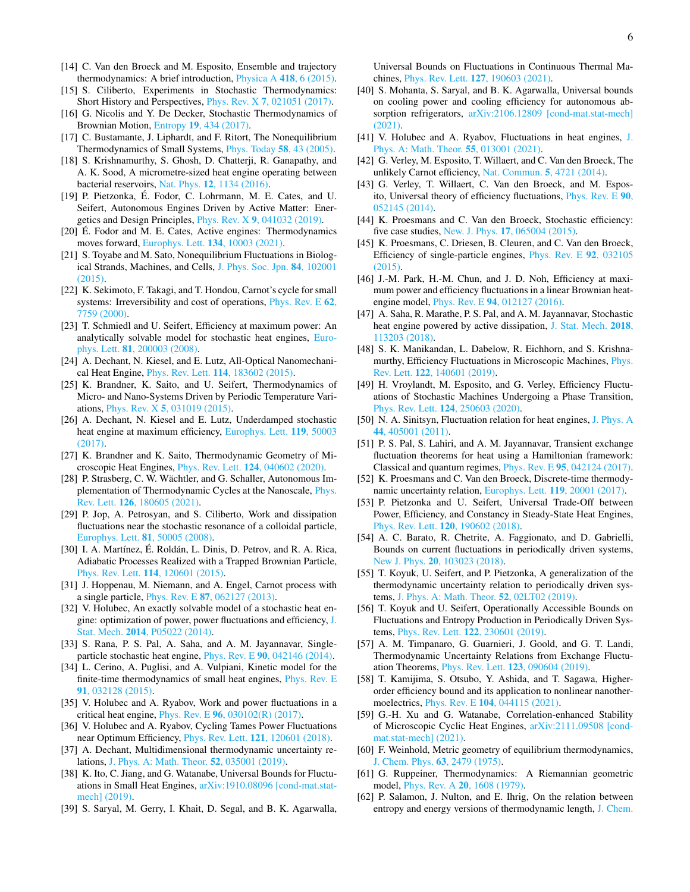[14] C. Van den Broeck and M. Esposito, Ensemble and trajectory thermodynamics: A brief introduction, Physica A **418**, 6 (2015).

[15] S. Ciliberto, Experiments in Stochastic Thermodynamics: Short History and Perspectives, Phys. Rev. X **7**, 021051 (2017).

[16] G. Nicolis and Y. De Decker, Stochastic Thermodynamics of Brownian Motion, Entropy **19**, 434 (2017).

[17] C. Bustamante, J. Liphardt, and F. Ritort, The Nonequilibrium Thermodynamics of Small Systems, Phys. Today **58**, 43 (2005).

[18] S. Krishnamurthy, S. Ghosh, D. Chatterji, R. Ganapathy, and A. K. Sood, A micrometre-sized heat engine operating between bacterial reservoirs, Nat. Phys. **12**, 1134 (2016).

[19] P. Pietzonka, É. Fodor, C. Lohrmann, M. E. Cates, and U. Seifert, Autonomous Engines Driven by Active Matter: Energetics and Design Principles, Phys. Rev. X **9**, 041032 (2019).

[20] É. Fodor and M. E. Cates, Active engines: Thermodynamics moves forward, Europhys. Lett. **134**, 10003 (2021).

[21] S. Toyabe and M. Sato, Nonequilibrium Fluctuations in Biological Strands, Machines, and Cells, J. Phys. Soc. Jpn. **84**, 102001 (2015).

[22] K. Sekimoto, F. Takagi, and T. Hondou, Carnot's cycle for small systems: Irreversibility and cost of operations, Phys. Rev. E **62**, 7759 (2000).

[23] T. Schmiedl and U. Seifert, Efficiency at maximum power: An analytically solvable model for stochastic heat engines, Europhys. Lett. **81**, 200003 (2008).

[24] A. Dechant, N. Kiesel, and E. Lutz, All-Optical Nanomechanical Heat Engine, Phys. Rev. Lett. **114**, 183602 (2015).

[25] K. Brandner, K. Saito, and U. Seifert, Thermodynamics of Micro- and Nano-Systems Driven by Periodic Temperature Variations, Phys. Rev. X **5**, 031019 (2015).

[26] A. Dechant, N. Kiesel and E. Lutz, Underdamped stochastic heat engine at maximum efficiency, Europhys. Lett. **119**, 50003 (2017).

[27] K. Brandner and K. Saito, Thermodynamic Geometry of Microscopic Heat Engines, Phys. Rev. Lett. **124**, 040602 (2020).

[28] P. Strasberg, C. W. Wächtler, and G. Schaller, Autonomous Implementation of Thermodynamic Cycles at the Nanoscale, Phys. Rev. Lett. **126**, 180605 (2021).

[29] P. Jop, A. Petrosyan, and S. Ciliberto, Work and dissipation fluctuations near the stochastic resonance of a colloidal particle, Europhys. Lett. **81**, 50005 (2008).

[30] I. A. Martínez, É. Roldán, L. Dinis, D. Petrov, and R. A. Rica, Adiabatic Processes Realized with a Trapped Brownian Particle, Phys. Rev. Lett. **114**, 120601 (2015).

[31] J. Hoppenau, M. Niemann, and A. Engel, Carnot process with a single particle, Phys. Rev. E **87**, 062127 (2013).

[32] V. Holubec, An exactly solvable model of a stochastic heat engine: optimization of power, power fluctuations and efficiency, J. Stat. Mech. **2014**, P05022 (2014).

[33] S. Rana, P. S. Pal, A. Saha, and A. M. Jayannavar, Single-particle stochastic heat engine, Phys. Rev. E **90**, 042146 (2014).

[34] L. Cerino, A. Puglisi, and A. Vulpiani, Kinetic model for the finite-time thermodynamics of small heat engines, Phys. Rev. E **91**, 032128 (2015).

[35] V. Holubec and A. Ryabov, Work and power fluctuations in a critical heat engine, Phys. Rev. E **96**, 030102(R) (2017).

[36] V. Holubec and A. Ryabov, Cycling Tames Power Fluctuations near Optimum Efficiency, Phys. Rev. Lett. **121**, 120601 (2018).

[37] A. Dechant, Multidimensional thermodynamic uncertainty relations, J. Phys. A: Math. Theor. **52**, 035001 (2019).

[38] K. Ito, C. Jiang, and G. Watanabe, Universal Bounds for Fluctuations in Small Heat Engines, arXiv:1910.08096 [cond-mat.stat-mech] (2019).

[39] S. Saryal, M. Gerry, I. Khait, D. Segal, and B. K. Agarwalla, Universal Bounds on Fluctuations in Continuous Thermal Machines, Phys. Rev. Lett. **127**, 190603 (2021).

[40] S. Mohanta, S. Saryal, and B. K. Agarwalla, Universal bounds on cooling power and cooling efficiency for autonomous absorption refrigerators, arXiv:2106.12809 [cond-mat.stat-mech] (2021).

[41] V. Holubec and A. Ryabov, Fluctuations in heat engines, J. Phys. A: Math. Theor. **55**, 013001 (2021).

[42] G. Verley, M. Esposito, T. Willaert, and C. Van den Broeck, The unlikely Carnot efficiency, Nat. Commun. **5**, 4721 (2014).

[43] G. Verley, T. Willaert, C. Van den Broeck, and M. Esposito, Universal theory of efficiency fluctuations, Phys. Rev. E **90**, 052145 (2014).

[44] K. Proesmans and C. Van den Broeck, Stochastic efficiency: five case studies, New. J. Phys. **17**, 065004 (2015).

[45] K. Proesmans, C. Driesen, B. Cleuren, and C. Van den Broeck, Efficiency of single-particle engines, Phys. Rev. E **92**, 032105 (2015).

[46] J.-M. Park, H.-M. Chun, and J. D. Noh, Efficiency at maximum power and efficiency fluctuations in a linear Brownian heat-engine model, Phys. Rev. E **94**, 012127 (2016).

[47] A. Saha, R. Marathe, P. S. Pal, and A. M. Jayannavar, Stochastic heat engine powered by active dissipation, J. Stat. Mech. **2018**, 113203 (2018).

[48] S. K. Manikandan, L. Dabelow, R. Eichhorn, and S. Krishnamurthy, Efficiency Fluctuations in Microscopic Machines, Phys. Rev. Lett. **122**, 140601 (2019).

[49] H. Vroylandt, M. Esposito, and G. Verley, Efficiency Fluctuations of Stochastic Machines Undergoing a Phase Transition, Phys. Rev. Lett. **124**, 250603 (2020).

[50] N. A. Sinitsyn, Fluctuation relation for heat engines, J. Phys. A **44**, 405001 (2011).

[51] P. S. Pal, S. Lahiri, and A. M. Jayannavar, Transient exchange fluctuation theorems for heat using a Hamiltonian framework: Classical and quantum regimes, Phys. Rev. E **95**, 042124 (2017).

[52] K. Proesmans and C. Van den Broeck, Discrete-time thermodynamic uncertainty relation, Europhys. Lett. **119**, 20001 (2017).

[53] P. Pietzonka and U. Seifert, Universal Trade-Off between Power, Efficiency, and Constancy in Steady-State Heat Engines, Phys. Rev. Lett. **120**, 190602 (2018).

[54] A. C. Barato, R. Chetrite, A. Faggionato, and D. Gabrielli, Bounds on current fluctuations in periodically driven systems, New J. Phys. **20**, 103023 (2018).

[55] T. Koyuk, U. Seifert, and P. Pietzonka, A generalization of the thermodynamic uncertainty relation to periodically driven systems, J. Phys. A: Math. Theor. **52**, 02LT02 (2019).

[56] T. Koyuk and U. Seifert, Operationally Accessible Bounds on Fluctuations and Entropy Production in Periodically Driven Systems, Phys. Rev. Lett. **122**, 230601 (2019).

[57] A. M. Timpanaro, G. Guarnieri, J. Goold, and G. T. Landi, Thermodynamic Uncertainty Relations from Exchange Fluctuation Theorems, Phys. Rev. Lett. **123**, 090604 (2019).

[58] T. Kamijima, S. Otsubo, Y. Ashida, and T. Sagawa, Higher-order efficiency bound and its application to nonlinear nanothermoelectrics, Phys. Rev. E **104**, 044115 (2021).

[59] G.-H. Xu and G. Watanabe, Correlation-enhanced Stability of Microscopic Cyclic Heat Engines, arXiv:2111.09508 [cond-mat.stat-mech] (2021).

[60] F. Weinhold, Metric geometry of equilibrium thermodynamics, J. Chem. Phys. **63**, 2479 (1975).

[61] G. Ruppeiner, Thermodynamics: A Riemannian geometric model, Phys. Rev. A **20**, 1608 (1979).

[62] P. Salamon, J. Nulton, and E. Ihrig, On the relation between entropy and energy versions of thermodynamic length, J. Chem.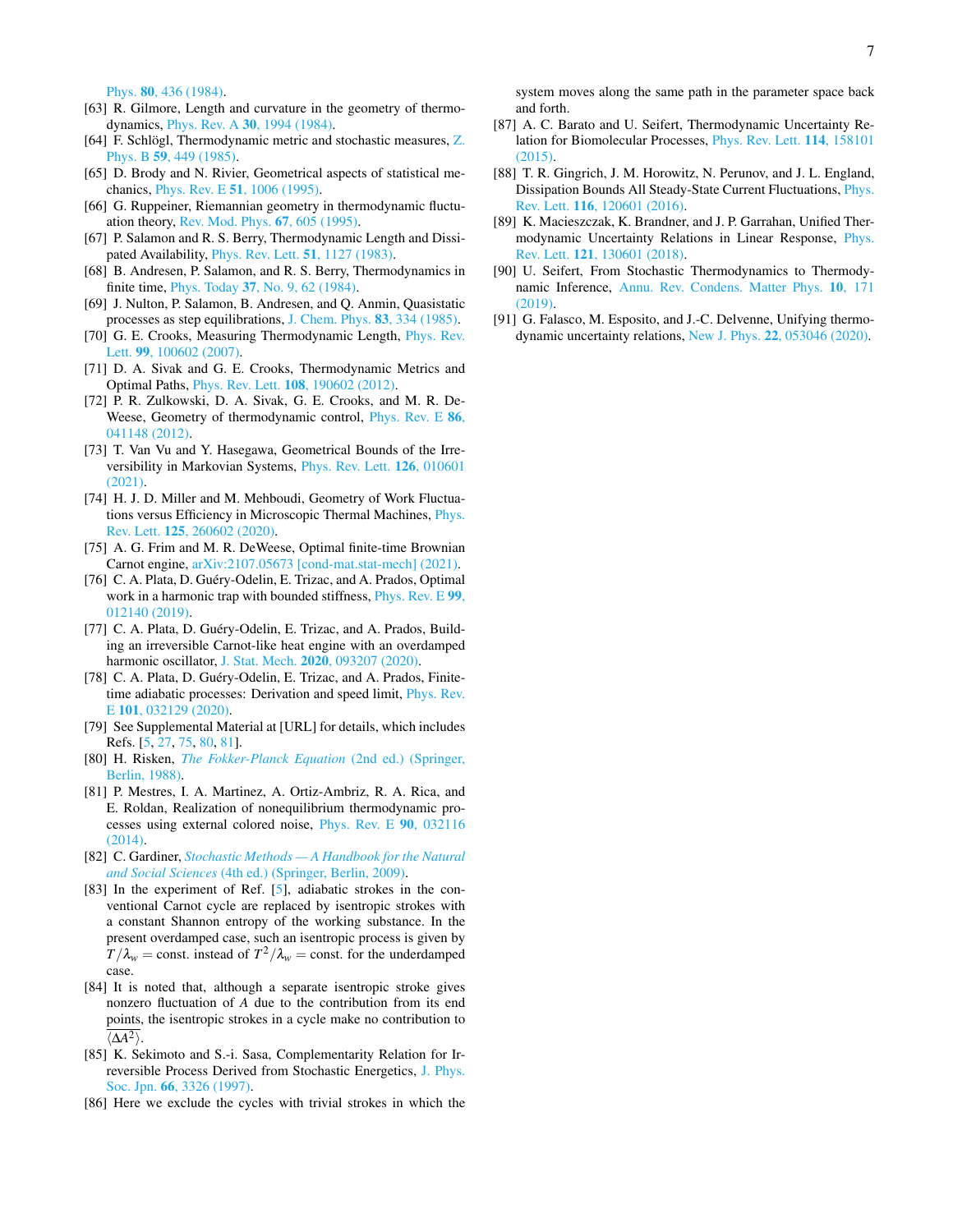Phys. **80**, 436 (1984).

[63] R. Gilmore, Length and curvature in the geometry of thermodynamics, Phys. Rev. A **30**, 1994 (1984).

[64] F. Schlögl, Thermodynamic metric and stochastic measures, Z. Phys. B **59**, 449 (1985).

[65] D. Brody and N. Rivier, Geometrical aspects of statistical mechanics, Phys. Rev. E **51**, 1006 (1995).

[66] G. Ruppeiner, Riemannian geometry in thermodynamic fluctuation theory, Rev. Mod. Phys. **67**, 605 (1995).

[67] P. Salamon and R. S. Berry, Thermodynamic Length and Dissipated Availability, Phys. Rev. Lett. **51**, 1127 (1983).

[68] B. Andresen, P. Salamon, and R. S. Berry, Thermodynamics in finite time, Phys. Today **37**, No. 9, 62 (1984).

[69] J. Nulton, P. Salamon, B. Andresen, and Q. Anmin, Quasistatic processes as step equilibrations, J. Chem. Phys. **83**, 334 (1985).

[70] G. E. Crooks, Measuring Thermodynamic Length, Phys. Rev. Lett. **99**, 100602 (2007).

[71] D. A. Sivak and G. E. Crooks, Thermodynamic Metrics and Optimal Paths, Phys. Rev. Lett. **108**, 190602 (2012).

[72] P. R. Zulkowski, D. A. Sivak, G. E. Crooks, and M. R. DeWeese, Geometry of thermodynamic control, Phys. Rev. E **86**, 041148 (2012).

[73] T. Van Vu and Y. Hasegawa, Geometrical Bounds of the Irreversibility in Markovian Systems, Phys. Rev. Lett. **126**, 010601 (2021).

[74] H. J. D. Miller and M. Mehboudi, Geometry of Work Fluctuations versus Efficiency in Microscopic Thermal Machines, Phys. Rev. Lett. **125**, 260602 (2020).

[75] A. G. Frim and M. R. DeWeese, Optimal finite-time Brownian Carnot engine, arXiv:2107.05673 [cond-mat.stat-mech] (2021).

[76] C. A. Plata, D. Guéry-Odelin, E. Trizac, and A. Prados, Optimal work in a harmonic trap with bounded stiffness, Phys. Rev. E **99**, 012140 (2019).

[77] C. A. Plata, D. Guéry-Odelin, E. Trizac, and A. Prados, Building an irreversible Carnot-like heat engine with an overdamped harmonic oscillator, J. Stat. Mech. **2020**, 093207 (2020).

[78] C. A. Plata, D. Guéry-Odelin, E. Trizac, and A. Prados, Finite-time adiabatic processes: Derivation and speed limit, Phys. Rev. E **101**, 032129 (2020).

[79] See Supplemental Material at [URL] for details, which includes Refs. [5, 27, 75, 80, 81].

[80] H. Risken, *The Fokker-Planck Equation* (2nd ed.) (Springer, Berlin, 1988).

[81] P. Mestres, I. A. Martinez, A. Ortiz-Ambriz, R. A. Rica, and E. Roldan, Realization of nonequilibrium thermodynamic processes using external colored noise, Phys. Rev. E **90**, 032116 (2014).

[82] C. Gardiner, *Stochastic Methods — A Handbook for the Natural and Social Sciences* (4th ed.) (Springer, Berlin, 2009).

[83] In the experiment of Ref. [5], adiabatic strokes in the conventional Carnot cycle are replaced by isentropic strokes with a constant Shannon entropy of the working substance. In the present overdamped case, such an isentropic process is given by $T/\lambda_w =$ const. instead of $T^2/\lambda_w =$ const. for the underdamped case.

[84] It is noted that, although a separate isentropic stroke gives nonzero fluctuation of $A$ due to the contribution from its end points, the isentropic strokes in a cycle make no contribution to $\langle \Delta A^2 \rangle$.

[85] K. Sekimoto and S.-i. Sasa, Complementarity Relation for Irreversible Process Derived from Stochastic Energetics, J. Phys. Soc. Jpn. **66**, 3326 (1997).

[86] Here we exclude the cycles with trivial strokes in which the system moves along the same path in the parameter space back and forth.

[87] A. C. Barato and U. Seifert, Thermodynamic Uncertainty Relation for Biomolecular Processes, Phys. Rev. Lett. **114**, 158101 (2015).

[88] T. R. Gingrich, J. M. Horowitz, N. Perunov, and J. L. England, Dissipation Bounds All Steady-State Current Fluctuations, Phys. Rev. Lett. **116**, 120601 (2016).

[89] K. Macieszczak, K. Brandner, and J. P. Garrahan, Unified Thermodynamic Uncertainty Relations in Linear Response, Phys. Rev. Lett. **121**, 130601 (2018).

[90] U. Seifert, From Stochastic Thermodynamics to Thermodynamic Inference, Annu. Rev. Condens. Matter Phys. **10**, 171 (2019).

[91] G. Falasco, M. Esposito, and J.-C. Delvenne, Unifying thermodynamic uncertainty relations, New J. Phys. **22**, 053046 (2020).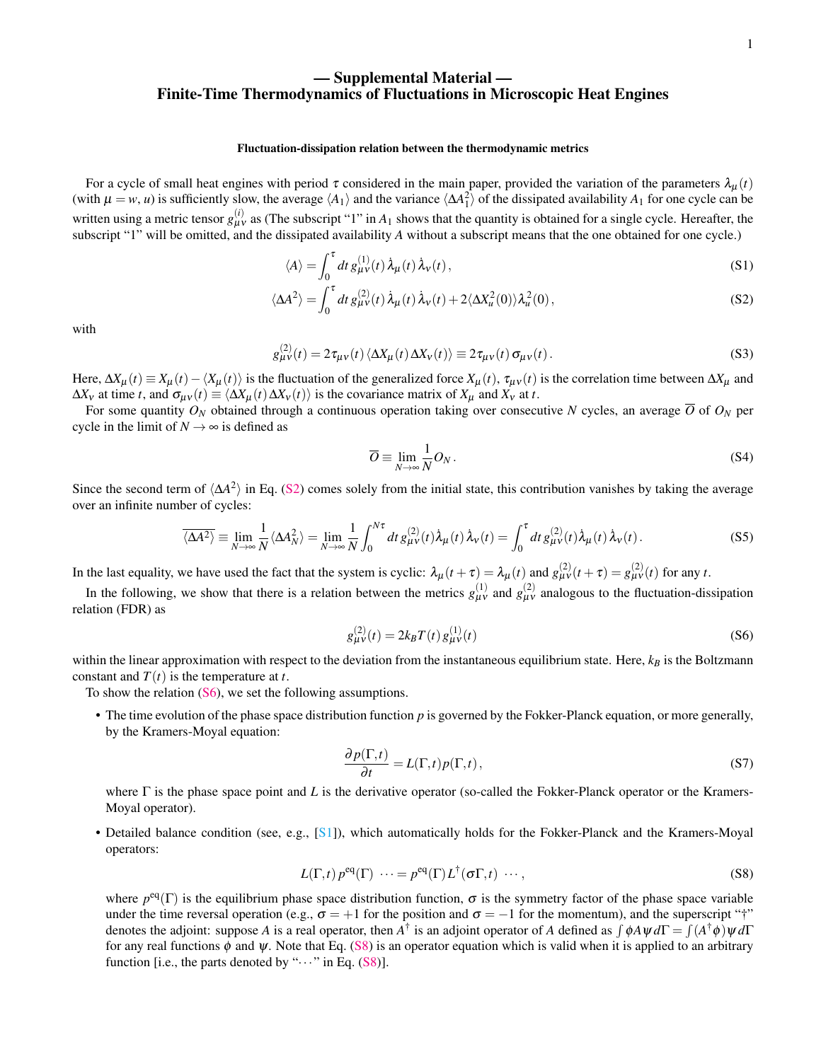# — Supplemental Material —
# Finite-Time Thermodynamics of Fluctuations in Microscopic Heat Engines

### Fluctuation-dissipation relation between the thermodynamic metrics

For a cycle of small heat engines with period $\tau$ considered in the main paper, provided the variation of the parameters $\lambda_\mu(t)$ (with $\mu = w, u$) is sufficiently slow, the average $\langle A_1 \rangle$ and the variance $\langle \Delta A_1^2 \rangle$ of the dissipated availability $A_1$ for one cycle can be written using a metric tensor $g_{\mu\nu}^{(i)}$ as (The subscript "1" in $A_1$ shows that the quantity is obtained for a single cycle. Hereafter, the subscript "1" will be omitted, and the dissipated availability $A$ without a subscript means that the one obtained for one cycle.)

$$\langle A \rangle = \int_0^\tau dt\, g_{\mu\nu}^{(1)}(t)\, \dot{\lambda}_\mu(t)\, \dot{\lambda}_\nu(t)\,, \tag{S1}$$

$$\langle \Delta A^2 \rangle = \int_0^\tau dt\, g_{\mu\nu}^{(2)}(t)\, \dot{\lambda}_\mu(t)\, \dot{\lambda}_\nu(t) + 2\langle \Delta X_u^2(0) \rangle \lambda_u^2(0)\,, \tag{S2}$$

with

$$g_{\mu\nu}^{(2)}(t) = 2\tau_{\mu\nu}(t)\, \langle \Delta X_\mu(t)\, \Delta X_\nu(t) \rangle \equiv 2\tau_{\mu\nu}(t)\, \sigma_{\mu\nu}(t)\,. \tag{S3}$$

Here, $\Delta X_\mu(t) \equiv X_\mu(t) - \langle X_\mu(t) \rangle$ is the fluctuation of the generalized force $X_\mu(t)$, $\tau_{\mu\nu}(t)$ is the correlation time between $\Delta X_\mu$ and $\Delta X_\nu$ at time $t$, and $\sigma_{\mu\nu}(t) \equiv \langle \Delta X_\mu(t) \Delta X_\nu(t) \rangle$ is the covariance matrix of $X_\mu$ and $X_\nu$ at $t$.

For some quantity $O_N$ obtained through a continuous operation taking over consecutive $N$ cycles, an average $\overline{O}$ of $O_N$ per cycle in the limit of $N \to \infty$ is defined as

$$\overline{O} \equiv \lim_{N\to\infty} \frac{1}{N} O_N\,. \tag{S4}$$

Since the second term of $\langle \Delta A^2 \rangle$ in Eq. (S2) comes solely from the initial state, this contribution vanishes by taking the average over an infinite number of cycles:

$$\overline{\langle \Delta A^2 \rangle} \equiv \lim_{N\to\infty} \frac{1}{N} \langle \Delta A_N^2 \rangle = \lim_{N\to\infty} \frac{1}{N} \int_0^{N\tau} dt\, g_{\mu\nu}^{(2)}(t) \dot{\lambda}_\mu(t)\, \dot{\lambda}_\nu(t) = \int_0^\tau dt\, g_{\mu\nu}^{(2)}(t) \dot{\lambda}_\mu(t)\, \dot{\lambda}_\nu(t)\,. \tag{S5}$$

In the last equality, we have used the fact that the system is cyclic: $\lambda_\mu(t+\tau) = \lambda_\mu(t)$ and $g_{\mu\nu}^{(2)}(t+\tau) = g_{\mu\nu}^{(2)}(t)$ for any $t$.

In the following, we show that there is a relation between the metrics $g_{\mu\nu}^{(1)}$ and $g_{\mu\nu}^{(2)}$ analogous to the fluctuation-dissipation relation (FDR) as

$$g_{\mu\nu}^{(2)}(t) = 2k_B T(t)\, g_{\mu\nu}^{(1)}(t) \tag{S6}$$

within the linear approximation with respect to the deviation from the instantaneous equilibrium state. Here, $k_B$ is the Boltzmann constant and $T(t)$ is the temperature at $t$.

To show the relation (S6), we set the following assumptions.

- The time evolution of the phase space distribution function $p$ is governed by the Fokker-Planck equation, or more generally, by the Kramers-Moyal equation:

$$\frac{\partial p(\Gamma,t)}{\partial t} = L(\Gamma,t) p(\Gamma,t)\,, \tag{S7}$$

  where $\Gamma$ is the phase space point and $L$ is the derivative operator (so-called the Fokker-Planck operator or the Kramers-Moyal operator).

- Detailed balance condition (see, e.g., [S1]), which automatically holds for the Fokker-Planck and the Kramers-Moyal operators:

$$L(\Gamma,t)\, p^{\mathrm{eq}}(\Gamma)\; \cdots = p^{\mathrm{eq}}(\Gamma)\, L^\dagger(\sigma\Gamma,t)\; \cdots\,, \tag{S8}$$

  where $p^{\mathrm{eq}}(\Gamma)$ is the equilibrium phase space distribution function, $\sigma$ is the symmetry factor of the phase space variable under the time reversal operation (e.g., $\sigma = +1$ for the position and $\sigma = -1$ for the momentum), and the superscript "$\dagger$" denotes the adjoint: suppose $A$ is a real operator, then $A^\dagger$ is an adjoint operator of $A$ defined as $\int \phi A \psi\, d\Gamma = \int (A^\dagger \phi) \psi\, d\Gamma$ for any real functions $\phi$ and $\psi$. Note that Eq. (S8) is an operator equation which is valid when it is applied to an arbitrary function [i.e., the parts denoted by "$\cdots$" in Eq. (S8)].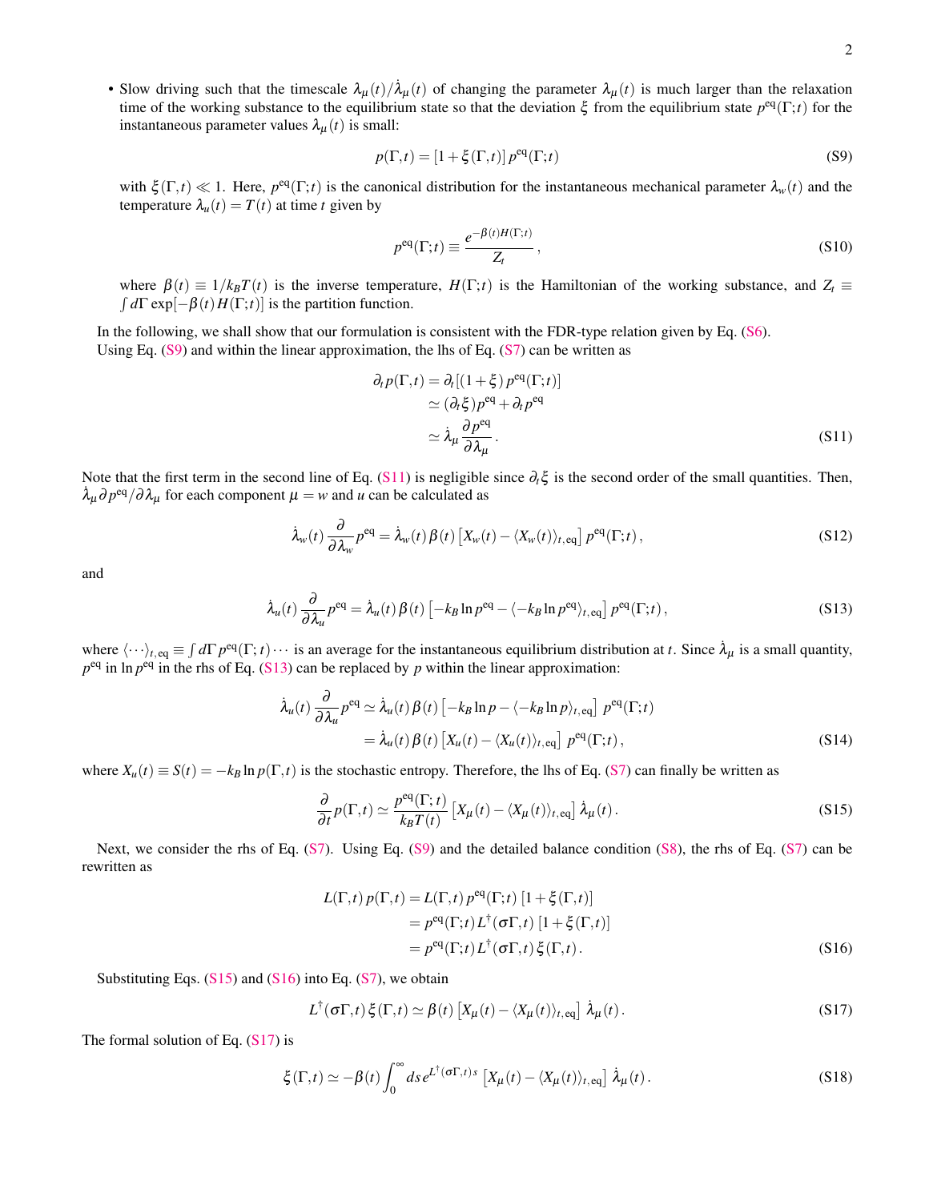- Slow driving such that the timescale $\lambda_\mu(t)/\dot{\lambda}_\mu(t)$ of changing the parameter $\lambda_\mu(t)$ is much larger than the relaxation time of the working substance to the equilibrium state so that the deviation $\xi$ from the equilibrium state $p^{\rm eq}(\Gamma;t)$ for the instantaneous parameter values $\lambda_\mu(t)$ is small:

$$
p(\Gamma,t) = [1+\xi(\Gamma,t)]\, p^{\rm eq}(\Gamma;t) \tag{S9}
$$

with $\xi(\Gamma,t) \ll 1$. Here, $p^{\rm eq}(\Gamma;t)$ is the canonical distribution for the instantaneous mechanical parameter $\lambda_w(t)$ and the temperature $\lambda_u(t) = T(t)$ at time $t$ given by

$$
p^{\rm eq}(\Gamma;t) \equiv \frac{e^{-\beta(t)H(\Gamma;t)}}{Z_t}\,, \tag{S10}
$$

where $\beta(t) \equiv 1/k_BT(t)$ is the inverse temperature, $H(\Gamma;t)$ is the Hamiltonian of the working substance, and $Z_t \equiv \int d\Gamma \exp[-\beta(t)H(\Gamma;t)]$ is the partition function.

In the following, we shall show that our formulation is consistent with the FDR-type relation given by Eq. (S6).

Using Eq. (S9) and within the linear approximation, the lhs of Eq. (S7) can be written as

$$
\begin{aligned}
\partial_t p(\Gamma,t) &= \partial_t [(1+\xi)\, p^{\rm eq}(\Gamma;t)] \\
&\simeq (\partial_t \xi) p^{\rm eq} + \partial_t p^{\rm eq} \\
&\simeq \dot{\lambda}_\mu \frac{\partial p^{\rm eq}}{\partial \lambda_\mu}\,.
\end{aligned} \tag{S11}
$$

Note that the first term in the second line of Eq. (S11) is negligible since $\partial_t \xi$ is the second order of the small quantities. Then, $\dot{\lambda}_\mu \partial p^{\rm eq}/\partial \lambda_\mu$ for each component $\mu = w$ and $u$ can be calculated as

$$
\dot{\lambda}_w(t) \frac{\partial}{\partial \lambda_w} p^{\rm eq} = \dot{\lambda}_w(t)\, \beta(t) \left[X_w(t) - \langle X_w(t)\rangle_{t,\rm eq}\right] p^{\rm eq}(\Gamma;t)\,, \tag{S12}
$$

and

$$
\dot{\lambda}_u(t) \frac{\partial}{\partial \lambda_u} p^{\rm eq} = \dot{\lambda}_u(t)\, \beta(t) \left[-k_B \ln p^{\rm eq} - \langle -k_B \ln p^{\rm eq}\rangle_{t,\rm eq}\right] p^{\rm eq}(\Gamma;t)\,, \tag{S13}
$$

where $\langle \cdots \rangle_{t,\rm eq} \equiv \int d\Gamma\, p^{\rm eq}(\Gamma;t) \cdots$ is an average for the instantaneous equilibrium distribution at $t$. Since $\dot{\lambda}_\mu$ is a small quantity, $p^{\rm eq}$ in $\ln p^{\rm eq}$ in the rhs of Eq. (S13) can be replaced by $p$ within the linear approximation:

$$
\begin{aligned}
\dot{\lambda}_u(t) \frac{\partial}{\partial \lambda_u} p^{\rm eq} &\simeq \dot{\lambda}_u(t)\, \beta(t) \left[-k_B \ln p - \langle -k_B \ln p\rangle_{t,\rm eq}\right] p^{\rm eq}(\Gamma;t) \\
&= \dot{\lambda}_u(t)\, \beta(t) \left[X_u(t) - \langle X_u(t)\rangle_{t,\rm eq}\right] p^{\rm eq}(\Gamma;t)\,,
\end{aligned} \tag{S14}
$$

where $X_u(t) \equiv S(t) = -k_B \ln p(\Gamma,t)$ is the stochastic entropy. Therefore, the lhs of Eq. (S7) can finally be written as

$$
\frac{\partial}{\partial t} p(\Gamma,t) \simeq \frac{p^{\rm eq}(\Gamma;t)}{k_BT(t)} \left[X_\mu(t) - \langle X_\mu(t)\rangle_{t,\rm eq}\right] \dot{\lambda}_\mu(t)\,. \tag{S15}
$$

Next, we consider the rhs of Eq. (S7). Using Eq. (S9) and the detailed balance condition (S8), the rhs of Eq. (S7) can be rewritten as

$$
\begin{aligned}
L(\Gamma,t)\, p(\Gamma,t) &= L(\Gamma,t)\, p^{\rm eq}(\Gamma;t)\, [1+\xi(\Gamma,t)] \\
&= p^{\rm eq}(\Gamma;t)\, L^\dagger(\sigma\Gamma,t)\, [1+\xi(\Gamma,t)] \\
&= p^{\rm eq}(\Gamma;t)\, L^\dagger(\sigma\Gamma,t)\, \xi(\Gamma,t)\,.
\end{aligned} \tag{S16}
$$

Substituting Eqs. (S15) and (S16) into Eq. (S7), we obtain

$$
L^\dagger(\sigma\Gamma,t)\, \xi(\Gamma,t) \simeq \beta(t) \left[X_\mu(t) - \langle X_\mu(t)\rangle_{t,\rm eq}\right] \dot{\lambda}_\mu(t)\,. \tag{S17}
$$

The formal solution of Eq. (S17) is

$$
\xi(\Gamma,t) \simeq -\beta(t) \int_0^\infty ds\, e^{L^\dagger(\sigma\Gamma,t)s} \left[X_\mu(t) - \langle X_\mu(t)\rangle_{t,\rm eq}\right] \dot{\lambda}_\mu(t)\,. \tag{S18}
$$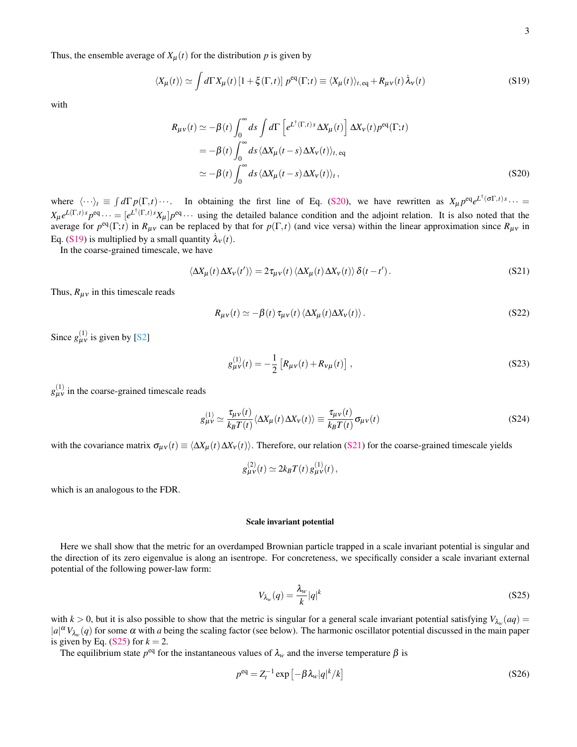Thus, the ensemble average of $X_\mu(t)$ for the distribution $p$ is given by

$$\langle X_\mu(t)\rangle \simeq \int d\Gamma\, X_\mu(t)\left[1+\xi(\Gamma,t)\right] p^{\rm eq}(\Gamma;t) \equiv \langle X_\mu(t)\rangle_{t,\,\rm eq} + R_{\mu\nu}(t)\,\dot{\lambda}_\nu(t) \tag{S19}$$

with

$$\begin{aligned} R_{\mu\nu}(t) &\simeq -\beta(t)\int_0^\infty ds \int d\Gamma \left[e^{L^\dagger(\Gamma,t)s}\Delta X_\mu(t)\right]\Delta X_\nu(t) p^{\rm eq}(\Gamma;t) \\ &= -\beta(t)\int_0^\infty ds\, \langle \Delta X_\mu(t-s)\Delta X_\nu(t)\rangle_{t,\,\rm eq} \\ &\simeq -\beta(t)\int_0^\infty ds\, \langle \Delta X_\mu(t-s)\Delta X_\nu(t)\rangle_{t}\,, \end{aligned} \tag{S20}$$

where $\langle\cdots\rangle_t \equiv \int d\Gamma\, p(\Gamma,t)\cdots$. In obtaining the first line of Eq. (S20), we have rewritten as $X_\mu p^{\rm eq} e^{L^\dagger(\sigma\Gamma,t)s}\cdots = X_\mu e^{L(\Gamma,t)s} p^{\rm eq}\cdots = [e^{L^\dagger(\Gamma,t)s} X_\mu] p^{\rm eq}\cdots$ using the detailed balance condition and the adjoint relation. It is also noted that the average for $p^{\rm eq}(\Gamma;t)$ in $R_{\mu\nu}$ can be replaced by that for $p(\Gamma,t)$ (and vice versa) within the linear approximation since $R_{\mu\nu}$ in Eq. (S19) is multiplied by a small quantity $\dot{\lambda}_\nu(t)$.

In the coarse-grained timescale, we have

$$\langle \Delta X_\mu(t)\Delta X_\nu(t')\rangle = 2\tau_{\mu\nu}(t)\,\langle \Delta X_\mu(t)\Delta X_\nu(t)\rangle\,\delta(t-t')\,. \tag{S21}$$

Thus, $R_{\mu\nu}$ in this timescale reads

$$R_{\mu\nu}(t) \simeq -\beta(t)\,\tau_{\mu\nu}(t)\,\langle \Delta X_\mu(t)\Delta X_\nu(t)\rangle\,. \tag{S22}$$

Since $g^{(1)}_{\mu\nu}$ is given by [S2]

$$g^{(1)}_{\mu\nu}(t) = -\frac{1}{2}\left[R_{\mu\nu}(t)+R_{\nu\mu}(t)\right]\,, \tag{S23}$$

$g^{(1)}_{\mu\nu}$ in the coarse-grained timescale reads

$$g^{(1)}_{\mu\nu} \simeq \frac{\tau_{\mu\nu}(t)}{k_B T(t)}\langle \Delta X_\mu(t)\Delta X_\nu(t)\rangle \equiv \frac{\tau_{\mu\nu}(t)}{k_B T(t)}\sigma_{\mu\nu}(t) \tag{S24}$$

with the covariance matrix $\sigma_{\mu\nu}(t) \equiv \langle \Delta X_\mu(t)\Delta X_\nu(t)\rangle$. Therefore, our relation (S21) for the coarse-grained timescale yields

$$g^{(2)}_{\mu\nu}(t) \simeq 2k_B T(t)\, g^{(1)}_{\mu\nu}(t)\,,$$

which is an analogous to the FDR.

### Scale invariant potential

Here we shall show that the metric for an overdamped Brownian particle trapped in a scale invariant potential is singular and the direction of its zero eigenvalue is along an isentrope. For concreteness, we specifically consider a scale invariant external potential of the following power-law form:

$$V_{\lambda_w}(q) = \frac{\lambda_w}{k}|q|^k \tag{S25}$$

with $k>0$, but it is also possible to show that the metric is singular for a general scale invariant potential satisfying $V_{\lambda_w}(aq) = |a|^\alpha V_{\lambda_w}(q)$ for some $\alpha$ with $a$ being the scaling factor (see below). The harmonic oscillator potential discussed in the main paper is given by Eq. (S25) for $k=2$.

The equilibrium state $p^{\rm eq}$ for the instantaneous values of $\lambda_w$ and the inverse temperature $\beta$ is

$$p^{\rm eq} = Z_t^{-1}\exp\left[-\beta\lambda_w |q|^k/k\right] \tag{S26}$$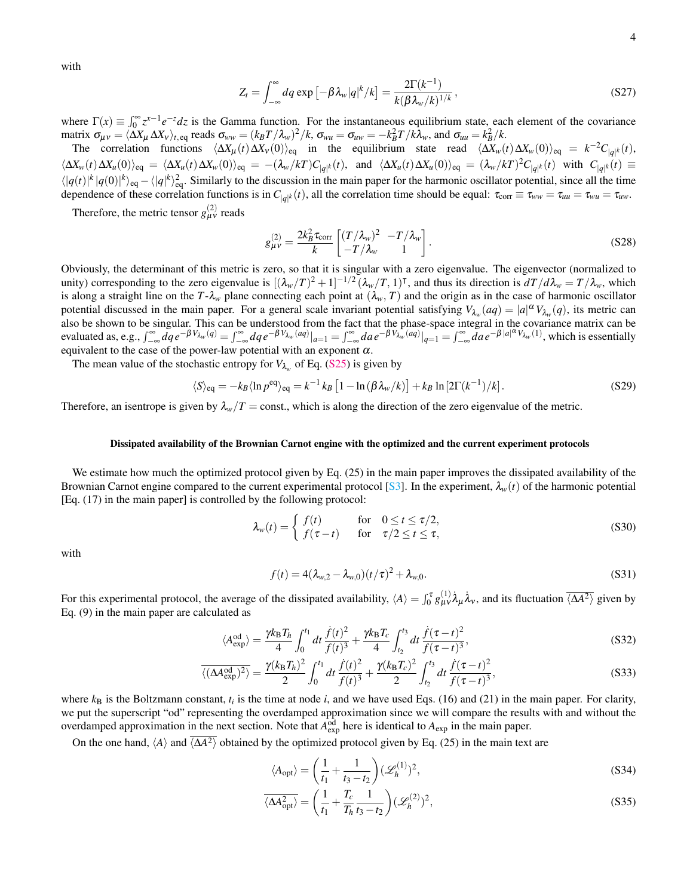with

$$Z_t = \int_{-\infty}^{\infty} dq \exp\left[-\beta\lambda_w |q|^k/k\right] = \frac{2\Gamma(k^{-1})}{k(\beta\lambda_w/k)^{1/k}}, \tag{S27}$$

where $\Gamma(x) \equiv \int_0^\infty z^{x-1}e^{-z}dz$ is the Gamma function. For the instantaneous equilibrium state, each element of the covariance matrix $\sigma_{\mu\nu} = \langle \Delta X_\mu \Delta X_\nu \rangle_{t,\mathrm{eq}}$ reads $\sigma_{ww} = (k_B T/\lambda_w)^2/k$, $\sigma_{wu} = \sigma_{uw} = -k_B^2 T/k\lambda_w$, and $\sigma_{uu} = k_B^2/k$.

The correlation functions $\langle \Delta X_\mu(t)\Delta X_\nu(0)\rangle_{\mathrm{eq}}$ in the equilibrium state read $\langle \Delta X_w(t)\Delta X_w(0)\rangle_{\mathrm{eq}} = k^{-2}C_{|q|^k}(t)$, $\langle \Delta X_w(t)\Delta X_u(0)\rangle_{\mathrm{eq}} = \langle \Delta X_u(t)\Delta X_w(0)\rangle_{\mathrm{eq}} = -(\lambda_w/kT)C_{|q|^k}(t)$, and $\langle \Delta X_u(t)\Delta X_u(0)\rangle_{\mathrm{eq}} = (\lambda_w/kT)^2 C_{|q|^k}(t)$ with $C_{|q|^k}(t) \equiv \langle |q(t)|^k |q(0)|^k\rangle_{\mathrm{eq}} - \langle |q|^k\rangle_{\mathrm{eq}}^2$. Similarly to the discussion in the main paper for the harmonic oscillator potential, since all the time dependence of these correlation functions is in $C_{|q|^k}(t)$, all the correlation time should be equal: $\tau_{\mathrm{corr}} \equiv \tau_{ww} = \tau_{uu} = \tau_{wu} = \tau_{uw}$.

Therefore, the metric tensor $g_{\mu\nu}^{(2)}$ reads

$$g_{\mu\nu}^{(2)} = \frac{2k_B^2\tau_{\mathrm{corr}}}{k}\begin{bmatrix} (T/\lambda_w)^2 & -T/\lambda_w \\ -T/\lambda_w & 1 \end{bmatrix}. \tag{S28}$$

Obviously, the determinant of this metric is zero, so that it is singular with a zero eigenvalue. The eigenvector (normalized to unity) corresponding to the zero eigenvalue is $[(\lambda_w/T)^2+1]^{-1/2}(\lambda_w/T, 1)^\intercal$, and thus its direction is $dT/d\lambda_w = T/\lambda_w$, which is along a straight line on the $T$-$\lambda_w$ plane connecting each point at $(\lambda_w, T)$ and the origin as in the case of harmonic oscillator potential discussed in the main paper. For a general scale invariant potential satisfying $V_{\lambda_w}(aq) = |a|^\alpha V_{\lambda_w}(q)$, its metric can also be shown to be singular. This can be understood from the fact that the phase-space integral in the covariance matrix can be evaluated as, e.g., $\int_{-\infty}^{\infty} dq\, e^{-\beta V_{\lambda_w}(q)} = \int_{-\infty}^{\infty} dq\, e^{-\beta V_{\lambda_w}(aq)}|_{a=1} = \int_{-\infty}^{\infty} da\, e^{-\beta V_{\lambda_w}(aq)}|_{q=1} = \int_{-\infty}^{\infty} da\, e^{-\beta |a|^\alpha V_{\lambda_w}(1)}$, which is essentially equivalent to the case of the power-law potential with an exponent $\alpha$.

The mean value of the stochastic entropy for $V_{\lambda_w}$ of Eq. (S25) is given by

$$\langle S\rangle_{\mathrm{eq}} = -k_B\langle \ln p^{\mathrm{eq}}\rangle_{\mathrm{eq}} = k^{-1}k_B\left[1 - \ln(\beta\lambda_w/k)\right] + k_B \ln\left[2\Gamma(k^{-1})/k\right]. \tag{S29}$$

Therefore, an isentrope is given by $\lambda_w/T = \mathrm{const.}$, which is along the direction of the zero eigenvalue of the metric.

## Dissipated availability of the Brownian Carnot engine with the optimized and the current experiment protocols

We estimate how much the optimized protocol given by Eq. (25) in the main paper improves the dissipated availability of the Brownian Carnot engine compared to the current experimental protocol [S3]. In the experiment, $\lambda_w(t)$ of the harmonic potential [Eq. (17) in the main paper] is controlled by the following protocol:

$$\lambda_w(t) = \begin{cases} f(t) & \text{for} \quad 0 \le t \le \tau/2, \\ f(\tau - t) & \text{for} \quad \tau/2 \le t \le \tau, \end{cases} \tag{S30}$$

with

$$f(t) = 4(\lambda_{w,2} - \lambda_{w,0})(t/\tau)^2 + \lambda_{w,0}. \tag{S31}$$

For this experimental protocol, the average of the dissipated availability, $\langle A\rangle = \int_0^\tau g_{\mu\nu}^{(1)}\dot\lambda_\mu\dot\lambda_\nu$, and its fluctuation $\overline{\langle \Delta A^2\rangle}$ given by Eq. (9) in the main paper are calculated as

$$\langle A_{\mathrm{exp}}^{\mathrm{od}}\rangle = \frac{\gamma k_B T_h}{4}\int_0^{t_1} dt\, \frac{\dot f(t)^2}{f(t)^3} + \frac{\gamma k_B T_c}{4}\int_{t_2}^{t_3} dt\, \frac{\dot f(\tau-t)^2}{f(\tau-t)^3}, \tag{S32}$$

$$\overline{\langle (\Delta A_{\mathrm{exp}}^{\mathrm{od}})^2\rangle} = \frac{\gamma (k_B T_h)^2}{2}\int_0^{t_1} dt\, \frac{\dot f(t)^2}{f(t)^3} + \frac{\gamma (k_B T_c)^2}{2}\int_{t_2}^{t_3} dt\, \frac{\dot f(\tau-t)^2}{f(\tau-t)^3}, \tag{S33}$$

where $k_B$ is the Boltzmann constant, $t_i$ is the time at node $i$, and we have used Eqs. (16) and (21) in the main paper. For clarity, we put the superscript "od" representing the overdamped approximation since we will compare the results with and without the overdamped approximation in the next section. Note that $A_{\mathrm{exp}}^{\mathrm{od}}$ here is identical to $A_{\mathrm{exp}}$ in the main paper.

On the one hand, $\langle A\rangle$ and $\overline{\langle \Delta A^2\rangle}$ obtained by the optimized protocol given by Eq. (25) in the main text are

$$\langle A_{\mathrm{opt}}\rangle = \left(\frac{1}{t_1} + \frac{1}{t_3 - t_2}\right)(\mathscr{L}_h^{(1)})^2, \tag{S34}$$

$$\overline{\langle \Delta A_{\mathrm{opt}}^2\rangle} = \left(\frac{1}{t_1} + \frac{T_c}{T_h}\frac{1}{t_3 - t_2}\right)(\mathscr{L}_h^{(2)})^2, \tag{S35}$$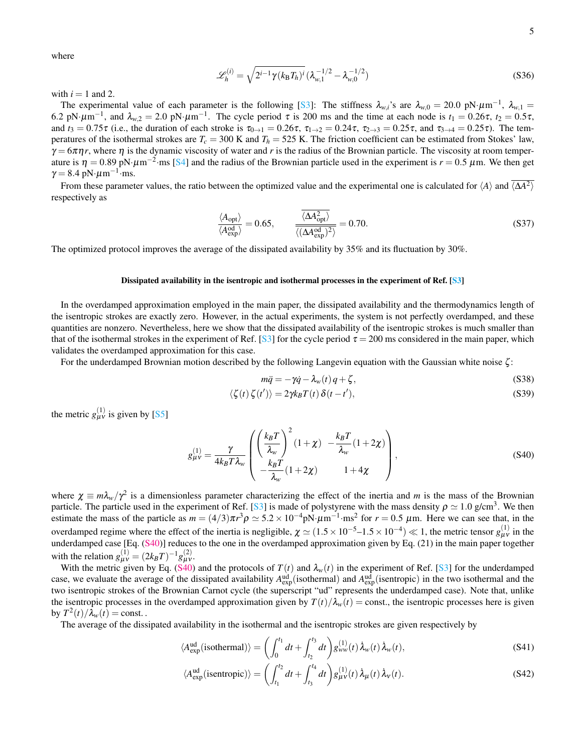where

$$\mathscr{L}_h^{(i)} = \sqrt{2^{i-1}\gamma(k_B T_h)^i}\,(\lambda_{w,1}^{-1/2} - \lambda_{w,0}^{-1/2}) \tag{S36}$$

with $i = 1$ and 2.

The experimental value of each parameter is the following [S3]: The stiffness $\lambda_{w,i}$'s are $\lambda_{w,0} = 20.0$ pN$\cdot\mu$m$^{-1}$, $\lambda_{w,1} = 6.2$ pN$\cdot\mu$m$^{-1}$, and $\lambda_{w,2} = 2.0$ pN$\cdot\mu$m$^{-1}$. The cycle period $\tau$ is 200 ms and the time at each node is $t_1 = 0.26\tau$, $t_2 = 0.5\tau$, and $t_3 = 0.75\tau$ (i.e., the duration of each stroke is $\tau_{0\to1} = 0.26\tau$, $\tau_{1\to2} = 0.24\tau$, $\tau_{2\to3} = 0.25\tau$, and $\tau_{3\to4} = 0.25\tau$). The temperatures of the isothermal strokes are $T_c = 300$ K and $T_h = 525$ K. The friction coefficient can be estimated from Stokes' law, $\gamma = 6\pi\eta r$, where $\eta$ is the dynamic viscosity of water and $r$ is the radius of the Brownian particle. The viscosity at room temperature is $\eta = 0.89$ pN$\cdot\mu$m$^{-2}\cdot$ms [S4] and the radius of the Brownian particle used in the experiment is $r = 0.5$ $\mu$m. We then get $\gamma = 8.4$ pN$\cdot\mu$m$^{-1}\cdot$ms.

From these parameter values, the ratio between the optimized value and the experimental one is calculated for $\langle A\rangle$ and $\overline{\langle\Delta A^2\rangle}$ respectively as

$$\frac{\langle A_{\rm opt}\rangle}{\langle A^{\rm od}_{\rm exp}\rangle} = 0.65, \qquad \frac{\overline{\langle\Delta A^2_{\rm opt}\rangle}}{\overline{\langle(\Delta A^{\rm od}_{\rm exp})^2\rangle}} = 0.70. \tag{S37}$$

The optimized protocol improves the average of the dissipated availability by 35% and its fluctuation by 30%.

### Dissipated availability in the isentropic and isothermal processes in the experiment of Ref. [S3]

In the overdamped approximation employed in the main paper, the dissipated availability and the thermodynamics length of the isentropic strokes are exactly zero. However, in the actual experiments, the system is not perfectly overdamped, and these quantities are nonzero. Nevertheless, here we show that the dissipated availability of the isentropic strokes is much smaller than that of the isothermal strokes in the experiment of Ref. [S3] for the cycle period $\tau = 200$ ms considered in the main paper, which validates the overdamped approximation for this case.

For the underdamped Brownian motion described by the following Langevin equation with the Gaussian white noise $\zeta$:

$$m\ddot{q} = -\gamma\dot{q} - \lambda_w(t)\,q + \zeta, \tag{S38}$$

$$\langle\zeta(t)\,\zeta(t')\rangle = 2\gamma k_B T(t)\,\delta(t-t'), \tag{S39}$$

the metric $g^{(1)}_{\mu\nu}$ is given by [S5]

$$g^{(1)}_{\mu\nu} = \frac{\gamma}{4k_B T\lambda_w}\begin{pmatrix} \left(\dfrac{k_B T}{\lambda_w}\right)^2(1+\chi) & -\dfrac{k_B T}{\lambda_w}(1+2\chi) \\ -\dfrac{k_B T}{\lambda_w}(1+2\chi) & 1+4\chi \end{pmatrix}, \tag{S40}$$

where $\chi \equiv m\lambda_w/\gamma^2$ is a dimensionless parameter characterizing the effect of the inertia and $m$ is the mass of the Brownian particle. The particle used in the experiment of Ref. [S3] is made of polystyrene with the mass density $\rho \simeq 1.0$ g/cm$^3$. We then estimate the mass of the particle as $m = (4/3)\pi r^3\rho \simeq 5.2\times10^{-4}$pN$\cdot\mu$m$^{-1}\cdot$ms$^2$ for $r = 0.5$ $\mu$m. Here we can see that, in the overdamped regime where the effect of the inertia is negligible, $\chi \simeq (1.5\times10^{-5}$–$1.5\times10^{-4}) \ll 1$, the metric tensor $g^{(1)}_{\mu\nu}$ in the underdamped case [Eq. (S40)] reduces to the one in the overdamped approximation given by Eq. (21) in the main paper together with the relation $g^{(1)}_{\mu\nu} = (2k_B T)^{-1}g^{(2)}_{\mu\nu}$.

With the metric given by Eq. (S40) and the protocols of $T(t)$ and $\lambda_w(t)$ in the experiment of Ref. [S3] for the underdamped case, we evaluate the average of the dissipated availability $A^{\rm ud}_{\rm exp}$(isothermal) and $A^{\rm ud}_{\rm exp}$(isentropic) in the two isothermal and the two isentropic strokes of the Brownian Carnot cycle (the superscript "ud" represents the underdamped case). Note that, unlike the isentropic processes in the overdamped approximation given by $T(t)/\lambda_w(t) = $ const., the isentropic processes here is given by $T^2(t)/\lambda_w(t) = $ const..

The average of the dissipated availability in the isothermal and the isentropic strokes are given respectively by

$$\langle A^{\rm ud}_{\rm exp}(\text{isothermal})\rangle = \left(\int_0^{t_1}dt + \int_{t_2}^{t_3}dt\right)g^{(1)}_{ww}(t)\,\dot{\lambda}_w(t)\,\dot{\lambda}_w(t), \tag{S41}$$

$$\langle A^{\rm ud}_{\rm exp}(\text{isentropic})\rangle = \left(\int_{t_1}^{t_2}dt + \int_{t_3}^{t_4}dt\right)g^{(1)}_{\mu\nu}(t)\,\dot{\lambda}_\mu(t)\,\dot{\lambda}_\nu(t). \tag{S42}$$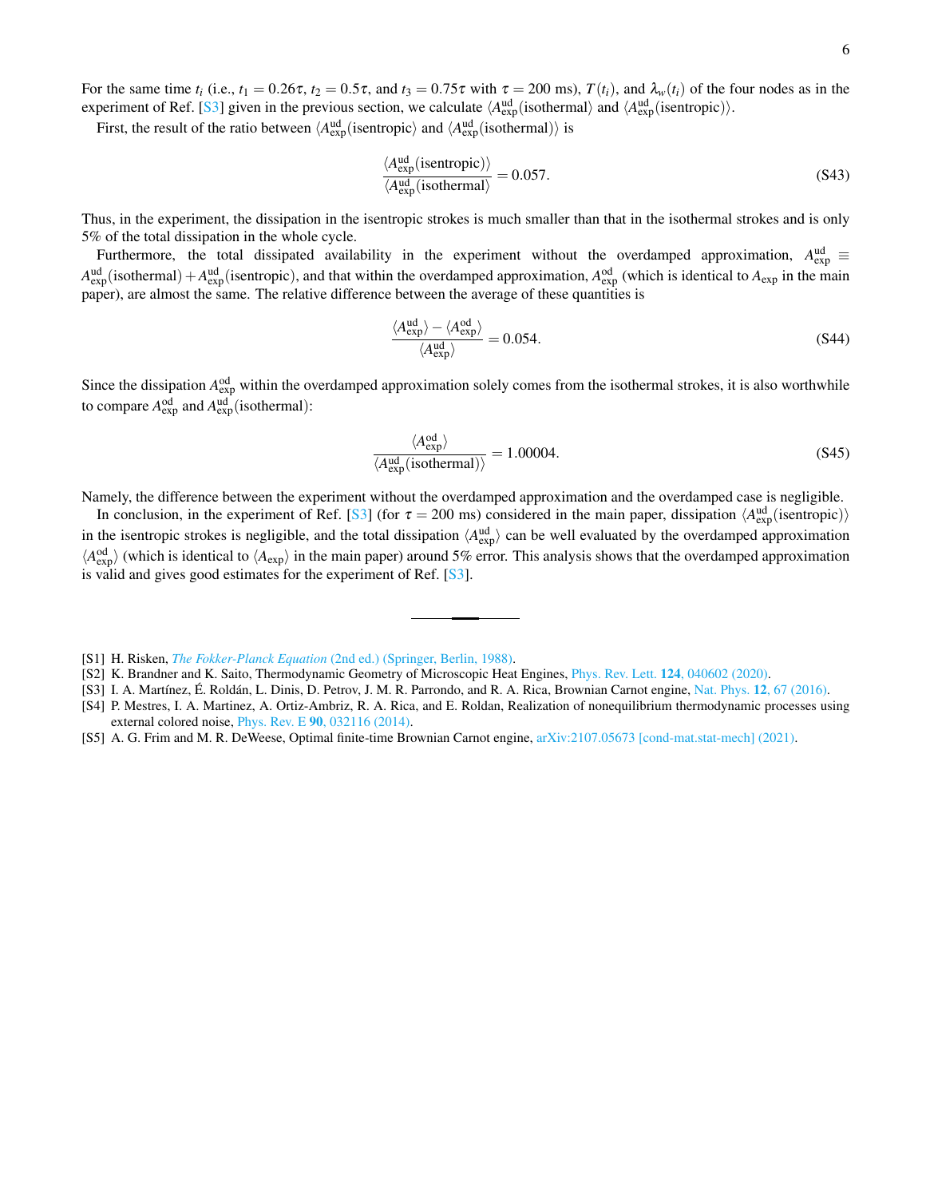For the same time $t_i$ (i.e., $t_1 = 0.26\tau$, $t_2 = 0.5\tau$, and $t_3 = 0.75\tau$ with $\tau = 200$ ms), $T(t_i)$, and $\lambda_w(t_i)$ of the four nodes as in the experiment of Ref. [S3] given in the previous section, we calculate $\langle A^{\rm ud}_{\rm exp}(\text{isothermal})\rangle$ and $\langle A^{\rm ud}_{\rm exp}(\text{isentropic})\rangle$.

First, the result of the ratio between $\langle A^{\rm ud}_{\rm exp}(\text{isentropic})\rangle$ and $\langle A^{\rm ud}_{\rm exp}(\text{isothermal})\rangle$ is

$$\frac{\langle A^{\rm ud}_{\rm exp}(\text{isentropic})\rangle}{\langle A^{\rm ud}_{\rm exp}(\text{isothermal})\rangle} = 0.057. \tag{S43}$$

Thus, in the experiment, the dissipation in the isentropic strokes is much smaller than that in the isothermal strokes and is only 5% of the total dissipation in the whole cycle.

Furthermore, the total dissipated availability in the experiment without the overdamped approximation, $A^{\rm ud}_{\rm exp} \equiv A^{\rm ud}_{\rm exp}(\text{isothermal}) + A^{\rm ud}_{\rm exp}(\text{isentropic})$, and that within the overdamped approximation, $A^{\rm od}_{\rm exp}$ (which is identical to $A_{\rm exp}$ in the main paper), are almost the same. The relative difference between the average of these quantities is

$$\frac{\langle A^{\rm ud}_{\rm exp}\rangle - \langle A^{\rm od}_{\rm exp}\rangle}{\langle A^{\rm ud}_{\rm exp}\rangle} = 0.054. \tag{S44}$$

Since the dissipation $A^{\rm od}_{\rm exp}$ within the overdamped approximation solely comes from the isothermal strokes, it is also worthwhile to compare $A^{\rm od}_{\rm exp}$ and $A^{\rm ud}_{\rm exp}(\text{isothermal})$:

$$\frac{\langle A^{\rm od}_{\rm exp}\rangle}{\langle A^{\rm ud}_{\rm exp}(\text{isothermal})\rangle} = 1.00004. \tag{S45}$$

Namely, the difference between the experiment without the overdamped approximation and the overdamped case is negligible.

In conclusion, in the experiment of Ref. [S3] (for $\tau = 200$ ms) considered in the main paper, dissipation $\langle A^{\rm ud}_{\rm exp}(\text{isentropic})\rangle$ in the isentropic strokes is negligible, and the total dissipation $\langle A^{\rm ud}_{\rm exp}\rangle$ can be well evaluated by the overdamped approximation $\langle A^{\rm od}_{\rm exp}\rangle$ (which is identical to $\langle A_{\rm exp}\rangle$ in the main paper) around 5% error. This analysis shows that the overdamped approximation is valid and gives good estimates for the experiment of Ref. [S3].

---

[S1] H. Risken, *The Fokker-Planck Equation* (2nd ed.) (Springer, Berlin, 1988).

[S2] K. Brandner and K. Saito, Thermodynamic Geometry of Microscopic Heat Engines, Phys. Rev. Lett. **124**, 040602 (2020).

[S3] I. A. Martínez, É. Roldán, L. Dinis, D. Petrov, J. M. R. Parrondo, and R. A. Rica, Brownian Carnot engine, Nat. Phys. **12**, 67 (2016).

[S4] P. Mestres, I. A. Martinez, A. Ortiz-Ambriz, R. A. Rica, and E. Roldan, Realization of nonequilibrium thermodynamic processes using external colored noise, Phys. Rev. E **90**, 032116 (2014).

[S5] A. G. Frim and M. R. DeWeese, Optimal finite-time Brownian Carnot engine, arXiv:2107.05673 [cond-mat.stat-mech] (2021).